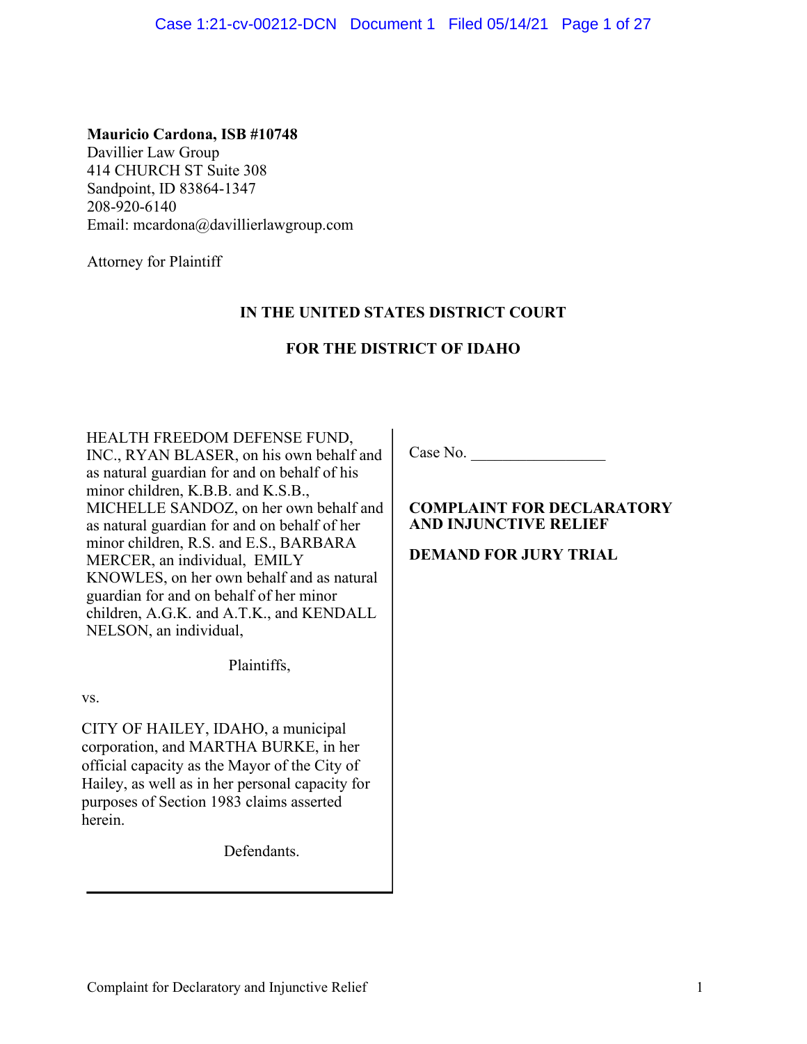**Mauricio Cardona, ISB #10748**
Davillier Law Group
414 CHURCH ST Suite 308
Sandpoint, ID 83864-1347
208-920-6140
Email: mcardona@davillierlawgroup.com

Attorney for Plaintiff

**IN THE UNITED STATES DISTRICT COURT**

**FOR THE DISTRICT OF IDAHO**

HEALTH FREEDOM DEFENSE FUND, INC., RYAN BLASER, on his own behalf and as natural guardian for and on behalf of his minor children, K.B.B. and K.S.B., MICHELLE SANDOZ, on her own behalf and as natural guardian for and on behalf of her minor children, R.S. and E.S., BARBARA MERCER, an individual, EMILY KNOWLES, on her own behalf and as natural guardian for and on behalf of her minor children, A.G.K. and A.T.K., and KENDALL NELSON, an individual,

Plaintiffs,

vs.

CITY OF HAILEY, IDAHO, a municipal corporation, and MARTHA BURKE, in her official capacity as the Mayor of the City of Hailey, as well as in her personal capacity for purposes of Section 1983 claims asserted herein.

Defendants.

Case No. _________________

**COMPLAINT FOR DECLARATORY AND INJUNCTIVE RELIEF**

**DEMAND FOR JURY TRIAL**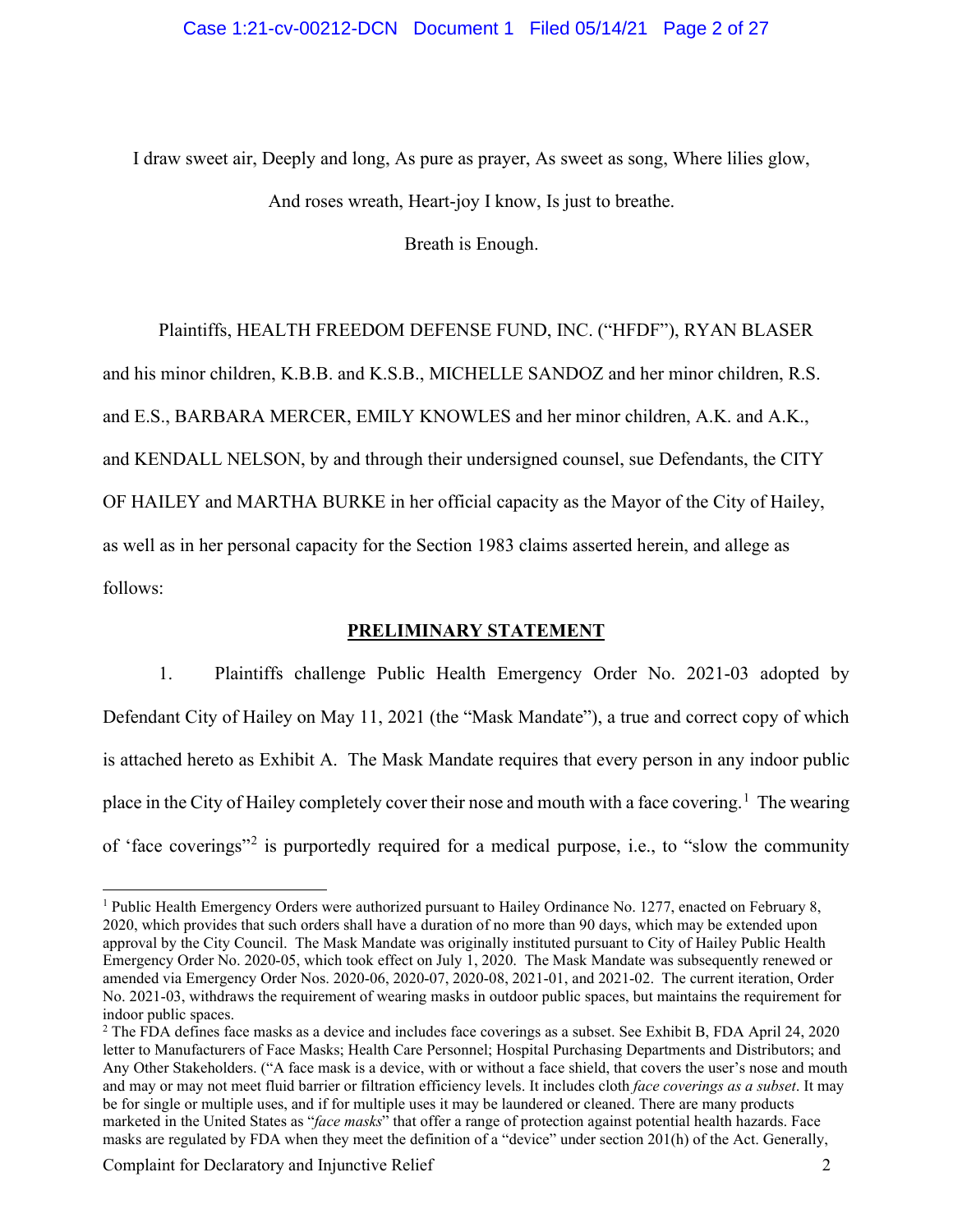I draw sweet air, Deeply and long, As pure as prayer, As sweet as song, Where lilies glow, And roses wreath, Heart-joy I know, Is just to breathe.

Breath is Enough.

Plaintiffs, HEALTH FREEDOM DEFENSE FUND, INC. ("HFDF"), RYAN BLASER and his minor children, K.B.B. and K.S.B., MICHELLE SANDOZ and her minor children, R.S. and E.S., BARBARA MERCER, EMILY KNOWLES and her minor children, A.K. and A.K., and KENDALL NELSON, by and through their undersigned counsel, sue Defendants, the CITY OF HAILEY and MARTHA BURKE in her official capacity as the Mayor of the City of Hailey, as well as in her personal capacity for the Section 1983 claims asserted herein, and allege as follows:

## PRELIMINARY STATEMENT

1. Plaintiffs challenge Public Health Emergency Order No. 2021-03 adopted by Defendant City of Hailey on May 11, 2021 (the "Mask Mandate"), a true and correct copy of which is attached hereto as Exhibit A. The Mask Mandate requires that every person in any indoor public place in the City of Hailey completely cover their nose and mouth with a face covering.[1] The wearing of 'face coverings"[2] is purportedly required for a medical purpose, i.e., to "slow the community

[1] Public Health Emergency Orders were authorized pursuant to Hailey Ordinance No. 1277, enacted on February 8, 2020, which provides that such orders shall have a duration of no more than 90 days, which may be extended upon approval by the City Council. The Mask Mandate was originally instituted pursuant to City of Hailey Public Health Emergency Order No. 2020-05, which took effect on July 1, 2020. The Mask Mandate was subsequently renewed or amended via Emergency Order Nos. 2020-06, 2020-07, 2020-08, 2021-01, and 2021-02. The current iteration, Order No. 2021-03, withdraws the requirement of wearing masks in outdoor public spaces, but maintains the requirement for indoor public spaces.

[2] The FDA defines face masks as a device and includes face coverings as a subset. See Exhibit B, FDA April 24, 2020 letter to Manufacturers of Face Masks; Health Care Personnel; Hospital Purchasing Departments and Distributors; and Any Other Stakeholders. ("A face mask is a device, with or without a face shield, that covers the user's nose and mouth and may or may not meet fluid barrier or filtration efficiency levels. It includes cloth *face coverings as a subset*. It may be for single or multiple uses, and if for multiple uses it may be laundered or cleaned. There are many products marketed in the United States as "*face masks*" that offer a range of protection against potential health hazards. Face masks are regulated by FDA when they meet the definition of a "device" under section 201(h) of the Act. Generally,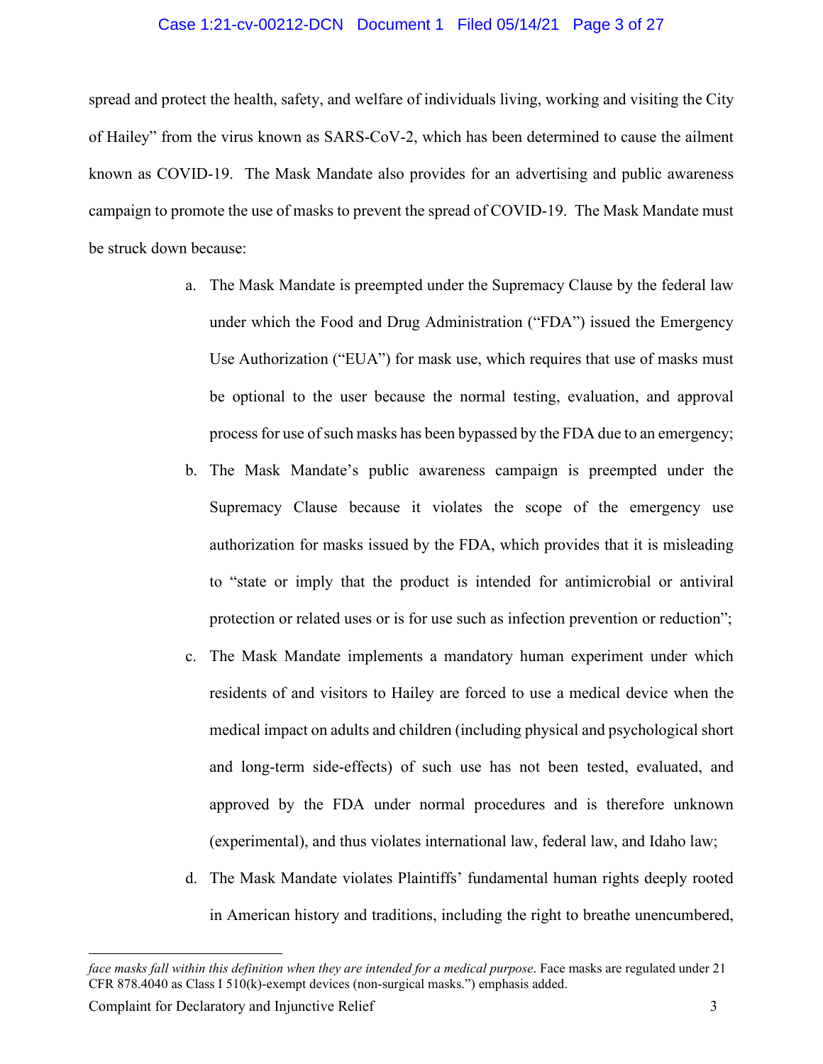spread and protect the health, safety, and welfare of individuals living, working and visiting the City of Hailey" from the virus known as SARS-CoV-2, which has been determined to cause the ailment known as COVID-19. The Mask Mandate also provides for an advertising and public awareness campaign to promote the use of masks to prevent the spread of COVID-19. The Mask Mandate must be struck down because:

a. The Mask Mandate is preempted under the Supremacy Clause by the federal law under which the Food and Drug Administration ("FDA") issued the Emergency Use Authorization ("EUA") for mask use, which requires that use of masks must be optional to the user because the normal testing, evaluation, and approval process for use of such masks has been bypassed by the FDA due to an emergency;

b. The Mask Mandate's public awareness campaign is preempted under the Supremacy Clause because it violates the scope of the emergency use authorization for masks issued by the FDA, which provides that it is misleading to "state or imply that the product is intended for antimicrobial or antiviral protection or related uses or is for use such as infection prevention or reduction";

c. The Mask Mandate implements a mandatory human experiment under which residents of and visitors to Hailey are forced to use a medical device when the medical impact on adults and children (including physical and psychological short and long-term side-effects) of such use has not been tested, evaluated, and approved by the FDA under normal procedures and is therefore unknown (experimental), and thus violates international law, federal law, and Idaho law;

d. The Mask Mandate violates Plaintiffs' fundamental human rights deeply rooted in American history and traditions, including the right to breathe unencumbered,

---

*face masks fall within this definition when they are intended for a medical purpose*. Face masks are regulated under 21 CFR 878.4040 as Class I 510(k)-exempt devices (non-surgical masks.") emphasis added.

Complaint for Declaratory and Injunctive Relief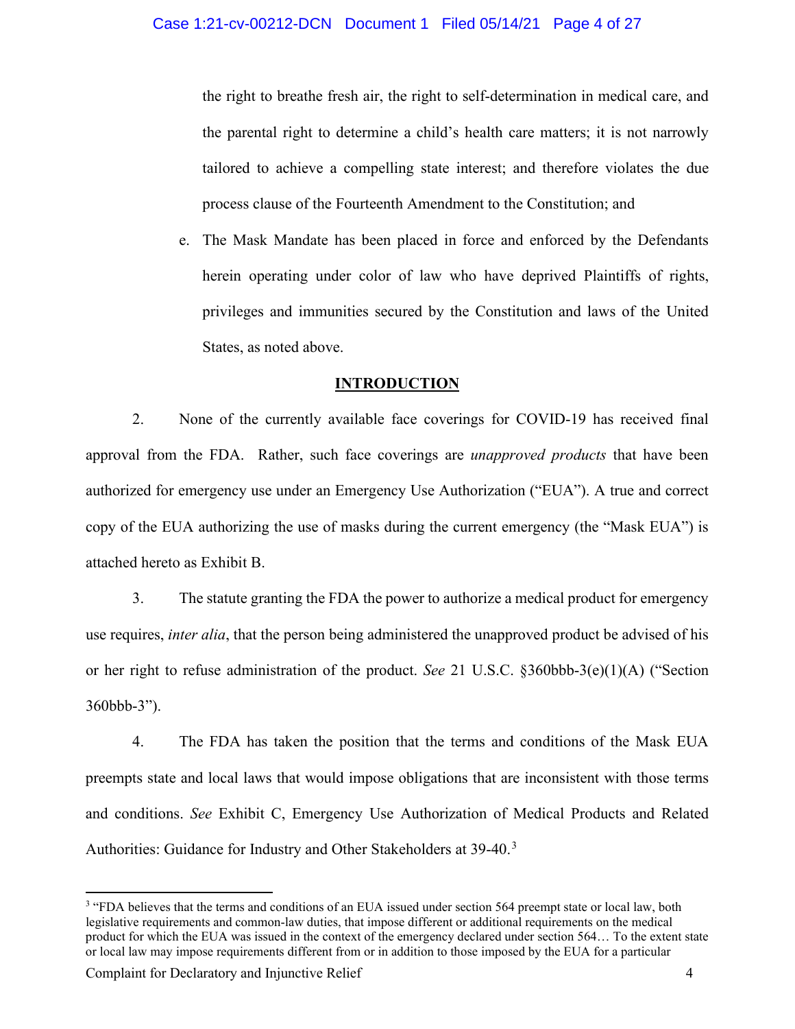the right to breathe fresh air, the right to self-determination in medical care, and the parental right to determine a child's health care matters; it is not narrowly tailored to achieve a compelling state interest; and therefore violates the due process clause of the Fourteenth Amendment to the Constitution; and

e. The Mask Mandate has been placed in force and enforced by the Defendants herein operating under color of law who have deprived Plaintiffs of rights, privileges and immunities secured by the Constitution and laws of the United States, as noted above.

## INTRODUCTION

2. None of the currently available face coverings for COVID-19 has received final approval from the FDA. Rather, such face coverings are *unapproved products* that have been authorized for emergency use under an Emergency Use Authorization ("EUA"). A true and correct copy of the EUA authorizing the use of masks during the current emergency (the "Mask EUA") is attached hereto as Exhibit B.

3. The statute granting the FDA the power to authorize a medical product for emergency use requires, *inter alia*, that the person being administered the unapproved product be advised of his or her right to refuse administration of the product. *See* 21 U.S.C. §360bbb-3(e)(1)(A) ("Section 360bbb-3").

4. The FDA has taken the position that the terms and conditions of the Mask EUA preempts state and local laws that would impose obligations that are inconsistent with those terms and conditions. *See* Exhibit C, Emergency Use Authorization of Medical Products and Related Authorities: Guidance for Industry and Other Stakeholders at 39-40.[3]

[3] "FDA believes that the terms and conditions of an EUA issued under section 564 preempt state or local law, both legislative requirements and common-law duties, that impose different or additional requirements on the medical product for which the EUA was issued in the context of the emergency declared under section 564… To the extent state or local law may impose requirements different from or in addition to those imposed by the EUA for a particular

Complaint for Declaratory and Injunctive Relief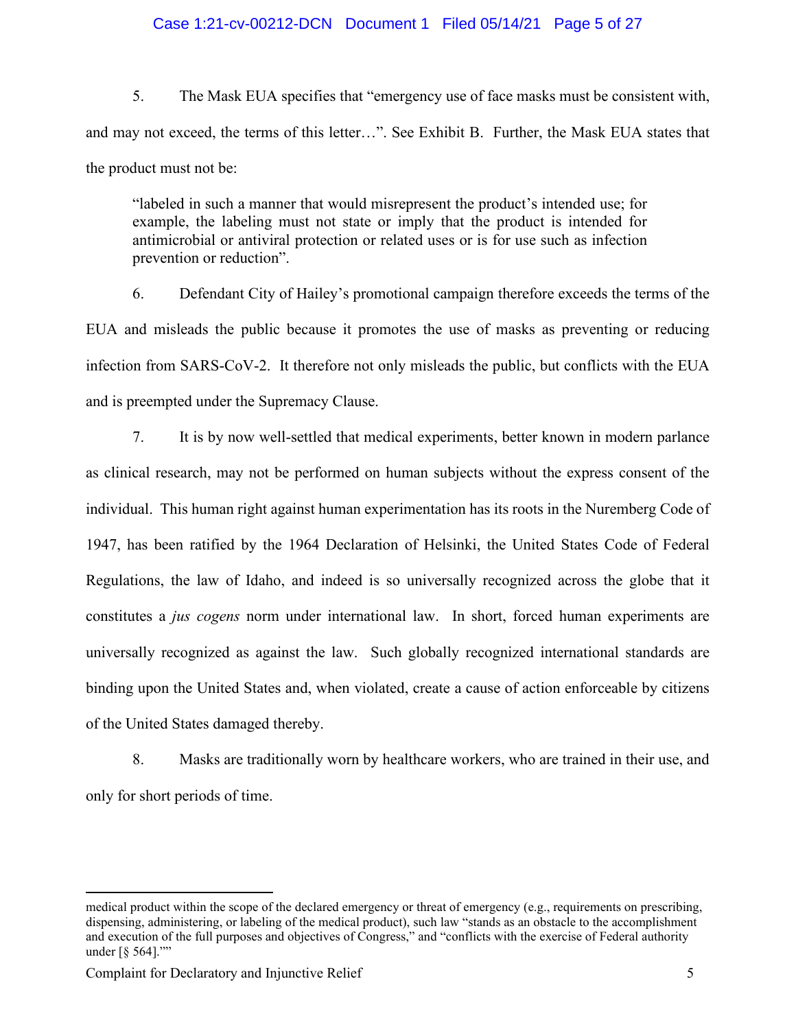5. The Mask EUA specifies that "emergency use of face masks must be consistent with, and may not exceed, the terms of this letter…". See Exhibit B. Further, the Mask EUA states that the product must not be:

> "labeled in such a manner that would misrepresent the product's intended use; for example, the labeling must not state or imply that the product is intended for antimicrobial or antiviral protection or related uses or is for use such as infection prevention or reduction".

6. Defendant City of Hailey's promotional campaign therefore exceeds the terms of the EUA and misleads the public because it promotes the use of masks as preventing or reducing infection from SARS-CoV-2. It therefore not only misleads the public, but conflicts with the EUA and is preempted under the Supremacy Clause.

7. It is by now well-settled that medical experiments, better known in modern parlance as clinical research, may not be performed on human subjects without the express consent of the individual. This human right against human experimentation has its roots in the Nuremberg Code of 1947, has been ratified by the 1964 Declaration of Helsinki, the United States Code of Federal Regulations, the law of Idaho, and indeed is so universally recognized across the globe that it constitutes a *jus cogens* norm under international law. In short, forced human experiments are universally recognized as against the law. Such globally recognized international standards are binding upon the United States and, when violated, create a cause of action enforceable by citizens of the United States damaged thereby.

8. Masks are traditionally worn by healthcare workers, who are trained in their use, and only for short periods of time.

---

medical product within the scope of the declared emergency or threat of emergency (e.g., requirements on prescribing, dispensing, administering, or labeling of the medical product), such law "stands as an obstacle to the accomplishment and execution of the full purposes and objectives of Congress," and "conflicts with the exercise of Federal authority under [§ 564].""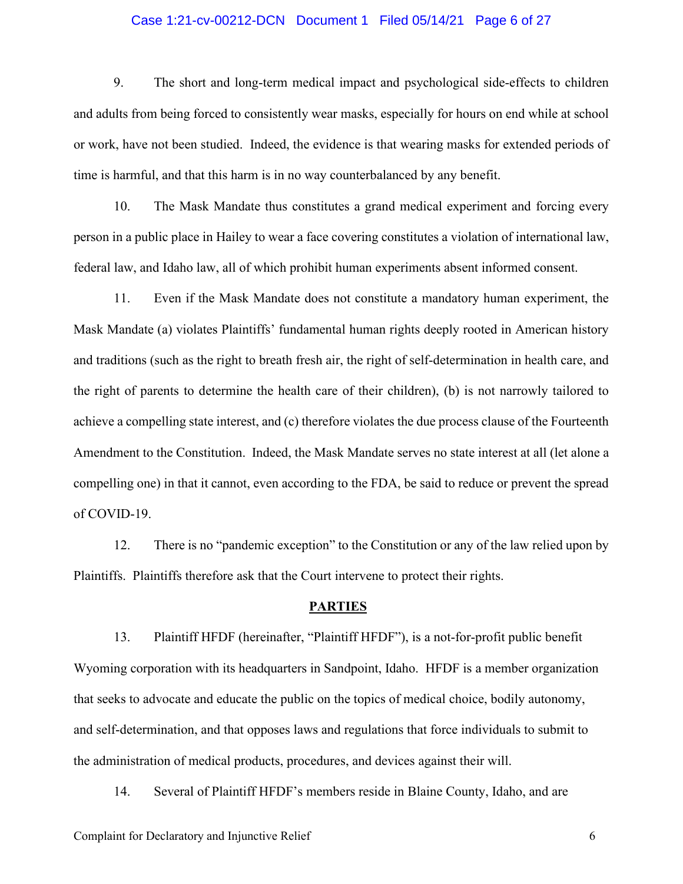9. The short and long-term medical impact and psychological side-effects to children and adults from being forced to consistently wear masks, especially for hours on end while at school or work, have not been studied. Indeed, the evidence is that wearing masks for extended periods of time is harmful, and that this harm is in no way counterbalanced by any benefit.

10. The Mask Mandate thus constitutes a grand medical experiment and forcing every person in a public place in Hailey to wear a face covering constitutes a violation of international law, federal law, and Idaho law, all of which prohibit human experiments absent informed consent.

11. Even if the Mask Mandate does not constitute a mandatory human experiment, the Mask Mandate (a) violates Plaintiffs' fundamental human rights deeply rooted in American history and traditions (such as the right to breath fresh air, the right of self-determination in health care, and the right of parents to determine the health care of their children), (b) is not narrowly tailored to achieve a compelling state interest, and (c) therefore violates the due process clause of the Fourteenth Amendment to the Constitution. Indeed, the Mask Mandate serves no state interest at all (let alone a compelling one) in that it cannot, even according to the FDA, be said to reduce or prevent the spread of COVID-19.

12. There is no "pandemic exception" to the Constitution or any of the law relied upon by Plaintiffs. Plaintiffs therefore ask that the Court intervene to protect their rights.

## PARTIES

13. Plaintiff HFDF (hereinafter, "Plaintiff HFDF"), is a not-for-profit public benefit Wyoming corporation with its headquarters in Sandpoint, Idaho. HFDF is a member organization that seeks to advocate and educate the public on the topics of medical choice, bodily autonomy, and self-determination, and that opposes laws and regulations that force individuals to submit to the administration of medical products, procedures, and devices against their will.

14. Several of Plaintiff HFDF's members reside in Blaine County, Idaho, and are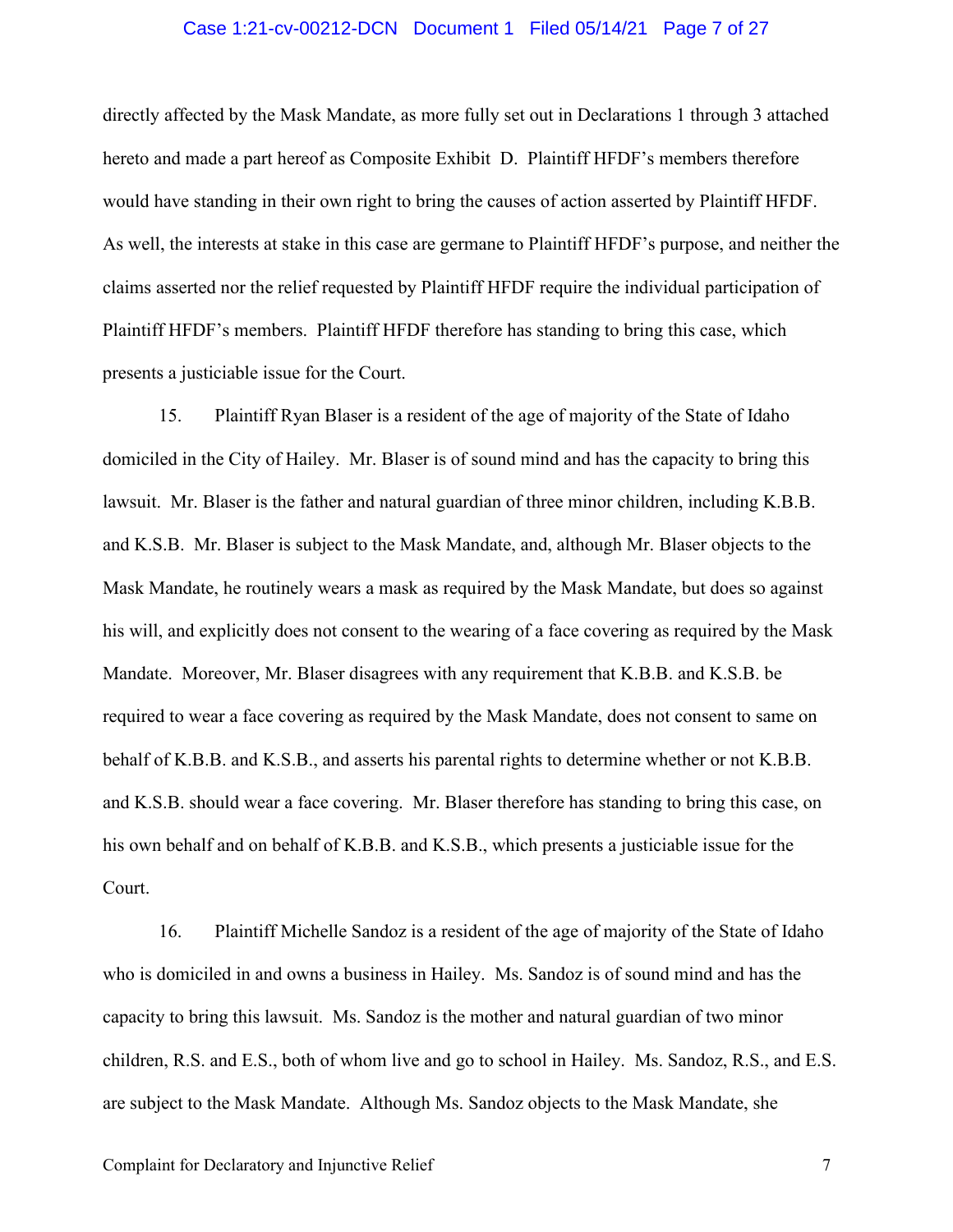directly affected by the Mask Mandate, as more fully set out in Declarations 1 through 3 attached hereto and made a part hereof as Composite Exhibit D. Plaintiff HFDF's members therefore would have standing in their own right to bring the causes of action asserted by Plaintiff HFDF. As well, the interests at stake in this case are germane to Plaintiff HFDF's purpose, and neither the claims asserted nor the relief requested by Plaintiff HFDF require the individual participation of Plaintiff HFDF's members. Plaintiff HFDF therefore has standing to bring this case, which presents a justiciable issue for the Court.

15. Plaintiff Ryan Blaser is a resident of the age of majority of the State of Idaho domiciled in the City of Hailey. Mr. Blaser is of sound mind and has the capacity to bring this lawsuit. Mr. Blaser is the father and natural guardian of three minor children, including K.B.B. and K.S.B. Mr. Blaser is subject to the Mask Mandate, and, although Mr. Blaser objects to the Mask Mandate, he routinely wears a mask as required by the Mask Mandate, but does so against his will, and explicitly does not consent to the wearing of a face covering as required by the Mask Mandate. Moreover, Mr. Blaser disagrees with any requirement that K.B.B. and K.S.B. be required to wear a face covering as required by the Mask Mandate, does not consent to same on behalf of K.B.B. and K.S.B., and asserts his parental rights to determine whether or not K.B.B. and K.S.B. should wear a face covering. Mr. Blaser therefore has standing to bring this case, on his own behalf and on behalf of K.B.B. and K.S.B., which presents a justiciable issue for the Court.

16. Plaintiff Michelle Sandoz is a resident of the age of majority of the State of Idaho who is domiciled in and owns a business in Hailey. Ms. Sandoz is of sound mind and has the capacity to bring this lawsuit. Ms. Sandoz is the mother and natural guardian of two minor children, R.S. and E.S., both of whom live and go to school in Hailey. Ms. Sandoz, R.S., and E.S. are subject to the Mask Mandate. Although Ms. Sandoz objects to the Mask Mandate, she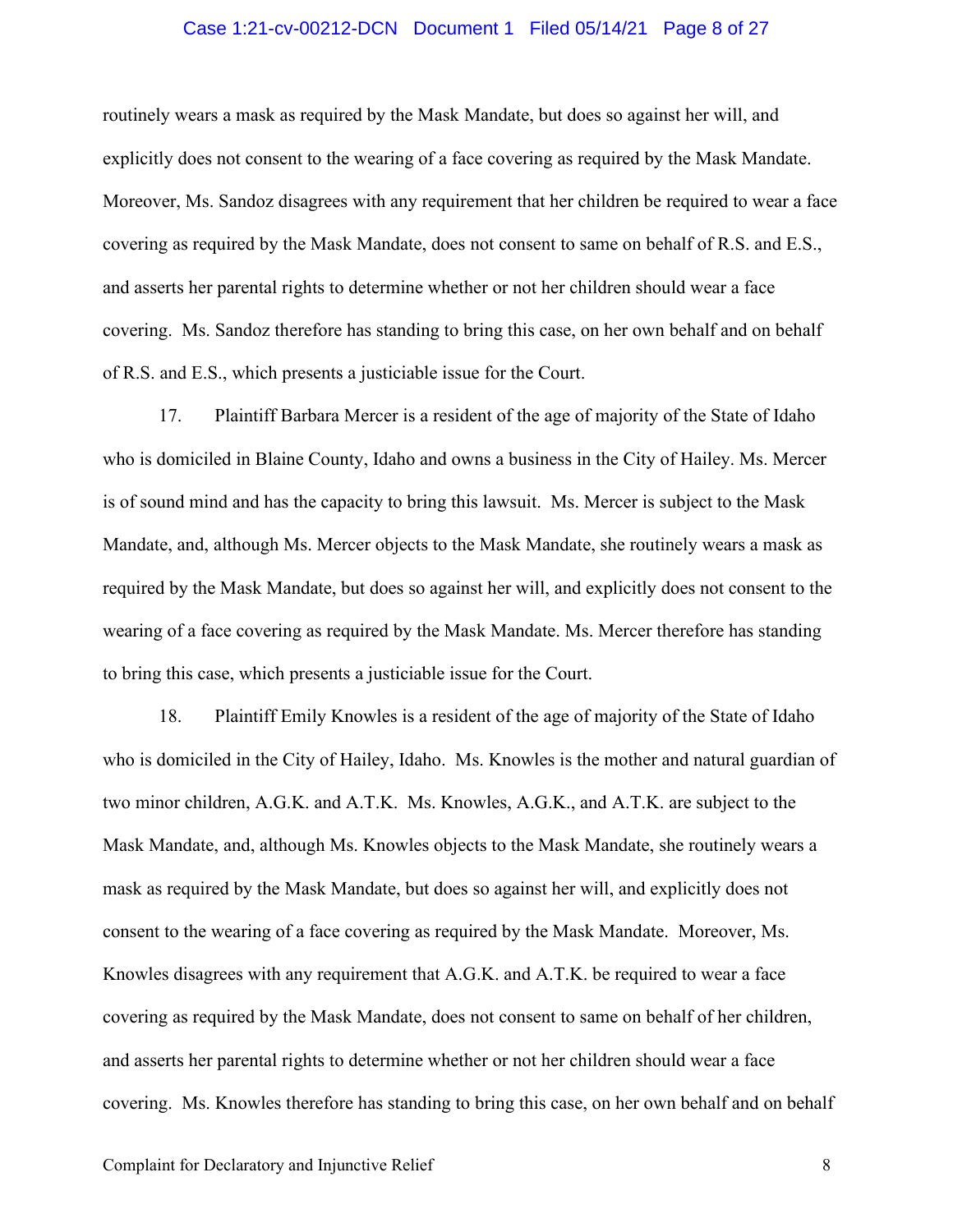routinely wears a mask as required by the Mask Mandate, but does so against her will, and explicitly does not consent to the wearing of a face covering as required by the Mask Mandate. Moreover, Ms. Sandoz disagrees with any requirement that her children be required to wear a face covering as required by the Mask Mandate, does not consent to same on behalf of R.S. and E.S., and asserts her parental rights to determine whether or not her children should wear a face covering. Ms. Sandoz therefore has standing to bring this case, on her own behalf and on behalf of R.S. and E.S., which presents a justiciable issue for the Court.

17. Plaintiff Barbara Mercer is a resident of the age of majority of the State of Idaho who is domiciled in Blaine County, Idaho and owns a business in the City of Hailey. Ms. Mercer is of sound mind and has the capacity to bring this lawsuit. Ms. Mercer is subject to the Mask Mandate, and, although Ms. Mercer objects to the Mask Mandate, she routinely wears a mask as required by the Mask Mandate, but does so against her will, and explicitly does not consent to the wearing of a face covering as required by the Mask Mandate. Ms. Mercer therefore has standing to bring this case, which presents a justiciable issue for the Court.

18. Plaintiff Emily Knowles is a resident of the age of majority of the State of Idaho who is domiciled in the City of Hailey, Idaho. Ms. Knowles is the mother and natural guardian of two minor children, A.G.K. and A.T.K. Ms. Knowles, A.G.K., and A.T.K. are subject to the Mask Mandate, and, although Ms. Knowles objects to the Mask Mandate, she routinely wears a mask as required by the Mask Mandate, but does so against her will, and explicitly does not consent to the wearing of a face covering as required by the Mask Mandate. Moreover, Ms. Knowles disagrees with any requirement that A.G.K. and A.T.K. be required to wear a face covering as required by the Mask Mandate, does not consent to same on behalf of her children, and asserts her parental rights to determine whether or not her children should wear a face covering. Ms. Knowles therefore has standing to bring this case, on her own behalf and on behalf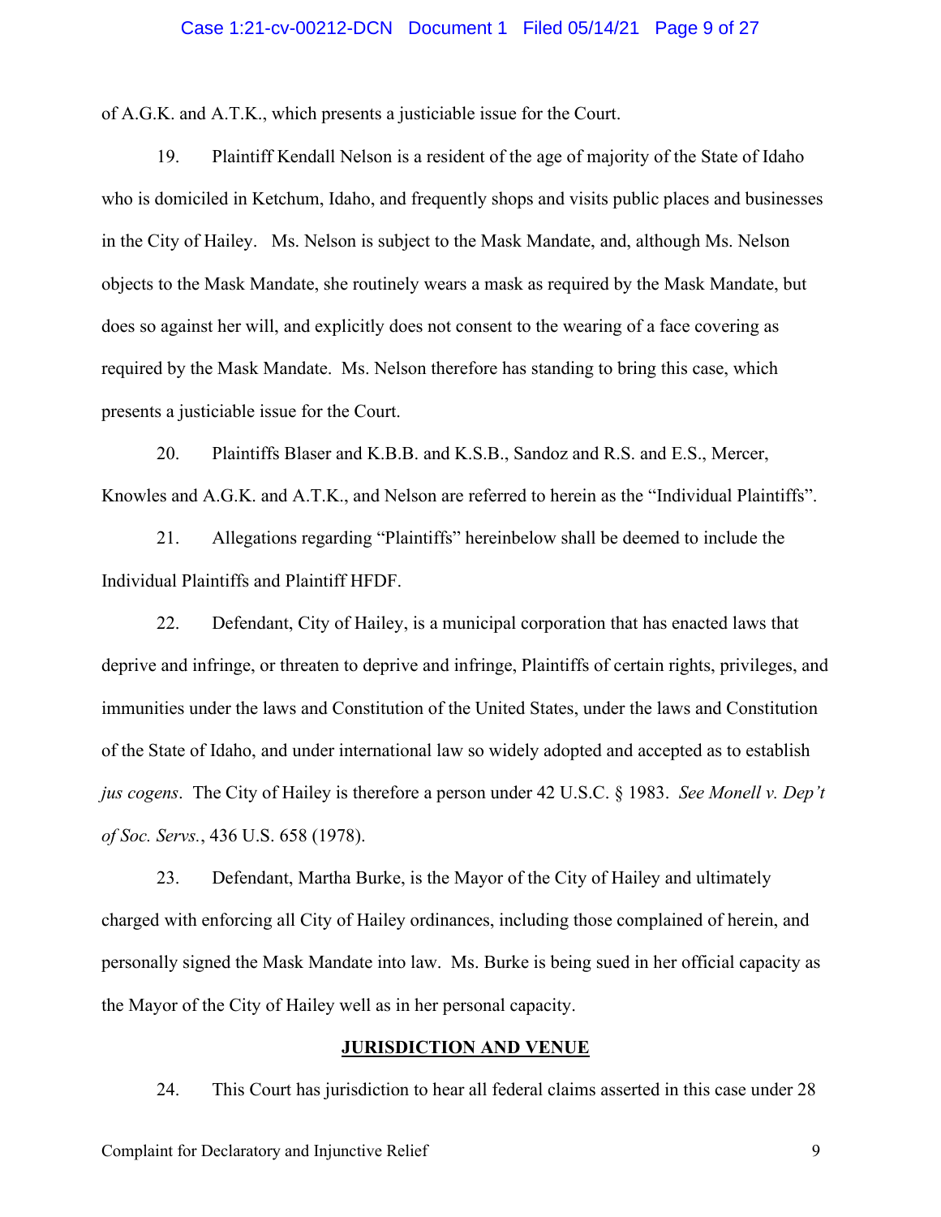of A.G.K. and A.T.K., which presents a justiciable issue for the Court.

19. Plaintiff Kendall Nelson is a resident of the age of majority of the State of Idaho who is domiciled in Ketchum, Idaho, and frequently shops and visits public places and businesses in the City of Hailey. Ms. Nelson is subject to the Mask Mandate, and, although Ms. Nelson objects to the Mask Mandate, she routinely wears a mask as required by the Mask Mandate, but does so against her will, and explicitly does not consent to the wearing of a face covering as required by the Mask Mandate. Ms. Nelson therefore has standing to bring this case, which presents a justiciable issue for the Court.

20. Plaintiffs Blaser and K.B.B. and K.S.B., Sandoz and R.S. and E.S., Mercer, Knowles and A.G.K. and A.T.K., and Nelson are referred to herein as the "Individual Plaintiffs".

21. Allegations regarding "Plaintiffs" hereinbelow shall be deemed to include the Individual Plaintiffs and Plaintiff HFDF.

22. Defendant, City of Hailey, is a municipal corporation that has enacted laws that deprive and infringe, or threaten to deprive and infringe, Plaintiffs of certain rights, privileges, and immunities under the laws and Constitution of the United States, under the laws and Constitution of the State of Idaho, and under international law so widely adopted and accepted as to establish *jus cogens*. The City of Hailey is therefore a person under 42 U.S.C. § 1983. *See Monell v. Dep't of Soc. Servs.*, 436 U.S. 658 (1978).

23. Defendant, Martha Burke, is the Mayor of the City of Hailey and ultimately charged with enforcing all City of Hailey ordinances, including those complained of herein, and personally signed the Mask Mandate into law. Ms. Burke is being sued in her official capacity as the Mayor of the City of Hailey well as in her personal capacity.

## JURISDICTION AND VENUE

24. This Court has jurisdiction to hear all federal claims asserted in this case under 28

Complaint for Declaratory and Injunctive Relief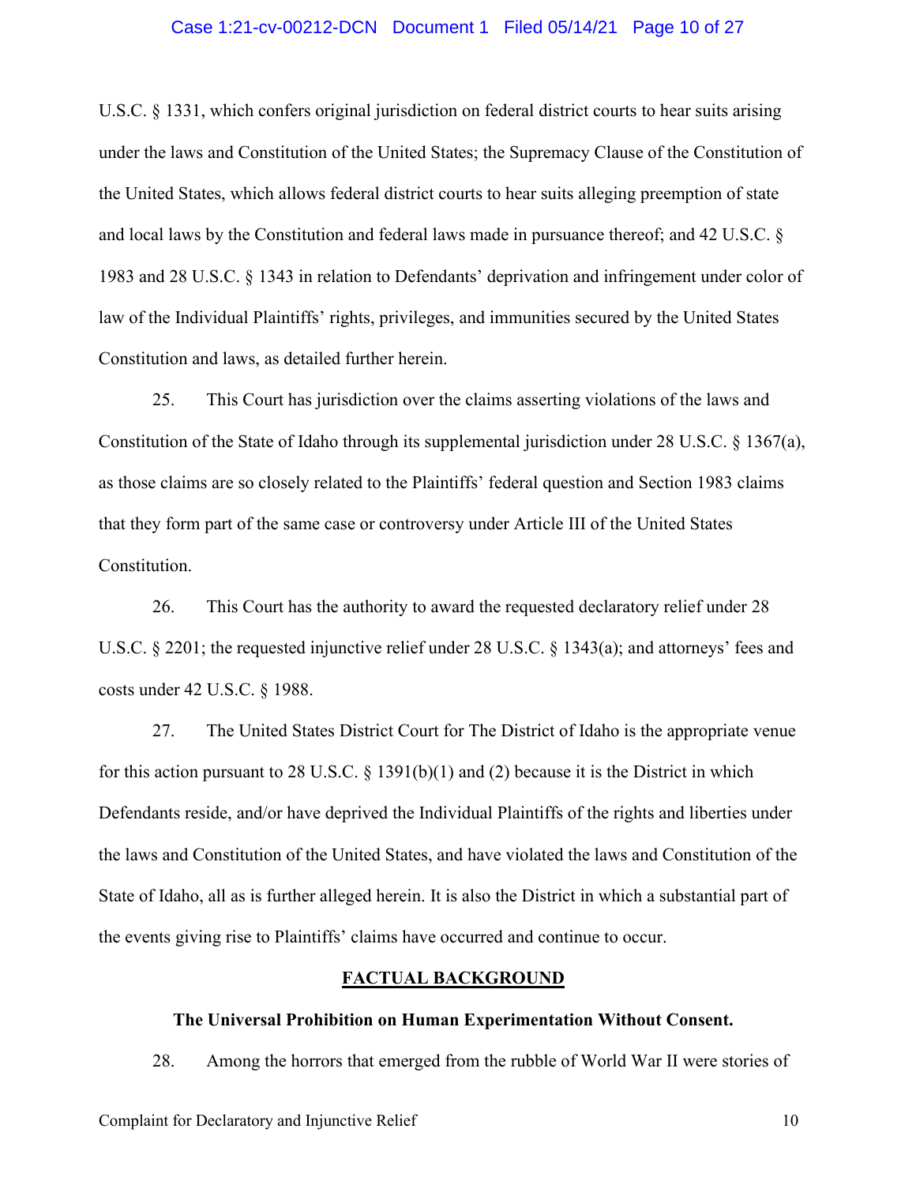U.S.C. § 1331, which confers original jurisdiction on federal district courts to hear suits arising under the laws and Constitution of the United States; the Supremacy Clause of the Constitution of the United States, which allows federal district courts to hear suits alleging preemption of state and local laws by the Constitution and federal laws made in pursuance thereof; and 42 U.S.C. § 1983 and 28 U.S.C. § 1343 in relation to Defendants' deprivation and infringement under color of law of the Individual Plaintiffs' rights, privileges, and immunities secured by the United States Constitution and laws, as detailed further herein.

25. This Court has jurisdiction over the claims asserting violations of the laws and Constitution of the State of Idaho through its supplemental jurisdiction under 28 U.S.C. § 1367(a), as those claims are so closely related to the Plaintiffs' federal question and Section 1983 claims that they form part of the same case or controversy under Article III of the United States Constitution.

26. This Court has the authority to award the requested declaratory relief under 28 U.S.C. § 2201; the requested injunctive relief under 28 U.S.C. § 1343(a); and attorneys' fees and costs under 42 U.S.C. § 1988.

27. The United States District Court for The District of Idaho is the appropriate venue for this action pursuant to 28 U.S.C. § 1391(b)(1) and (2) because it is the District in which Defendants reside, and/or have deprived the Individual Plaintiffs of the rights and liberties under the laws and Constitution of the United States, and have violated the laws and Constitution of the State of Idaho, all as is further alleged herein. It is also the District in which a substantial part of the events giving rise to Plaintiffs' claims have occurred and continue to occur.

## FACTUAL BACKGROUND

### The Universal Prohibition on Human Experimentation Without Consent.

28. Among the horrors that emerged from the rubble of World War II were stories of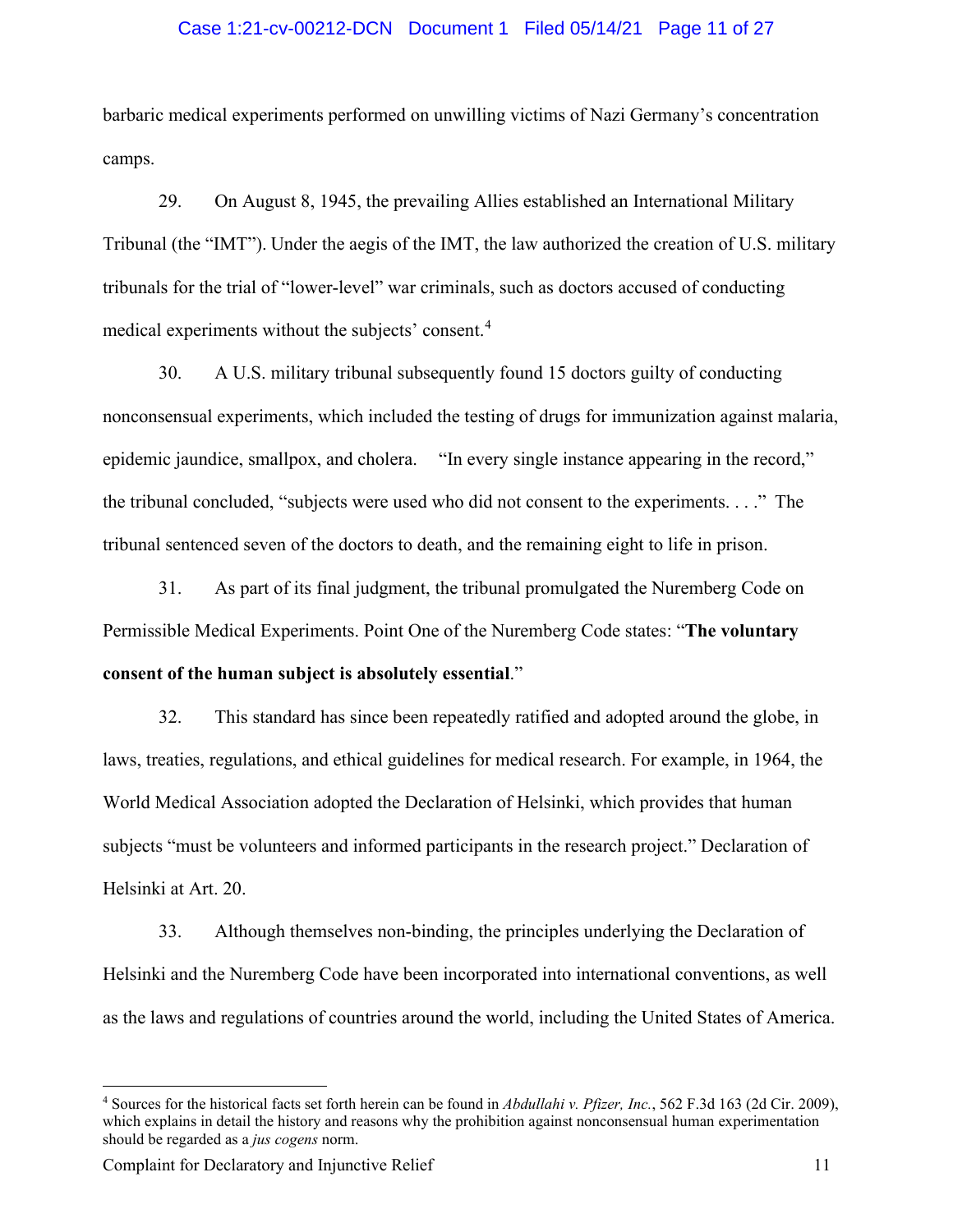barbaric medical experiments performed on unwilling victims of Nazi Germany's concentration camps.

29. On August 8, 1945, the prevailing Allies established an International Military Tribunal (the "IMT"). Under the aegis of the IMT, the law authorized the creation of U.S. military tribunals for the trial of "lower-level" war criminals, such as doctors accused of conducting medical experiments without the subjects' consent.[4]

30. A U.S. military tribunal subsequently found 15 doctors guilty of conducting nonconsensual experiments, which included the testing of drugs for immunization against malaria, epidemic jaundice, smallpox, and cholera. "In every single instance appearing in the record," the tribunal concluded, "subjects were used who did not consent to the experiments. . . ." The tribunal sentenced seven of the doctors to death, and the remaining eight to life in prison.

31. As part of its final judgment, the tribunal promulgated the Nuremberg Code on Permissible Medical Experiments. Point One of the Nuremberg Code states: "**The voluntary consent of the human subject is absolutely essential**."

32. This standard has since been repeatedly ratified and adopted around the globe, in laws, treaties, regulations, and ethical guidelines for medical research. For example, in 1964, the World Medical Association adopted the Declaration of Helsinki, which provides that human subjects "must be volunteers and informed participants in the research project." Declaration of Helsinki at Art. 20.

33. Although themselves non-binding, the principles underlying the Declaration of Helsinki and the Nuremberg Code have been incorporated into international conventions, as well as the laws and regulations of countries around the world, including the United States of America.

---

[4] Sources for the historical facts set forth herein can be found in *Abdullahi v. Pfizer, Inc.*, 562 F.3d 163 (2d Cir. 2009), which explains in detail the history and reasons why the prohibition against nonconsensual human experimentation should be regarded as a *jus cogens* norm.

Complaint for Declaratory and Injunctive Relief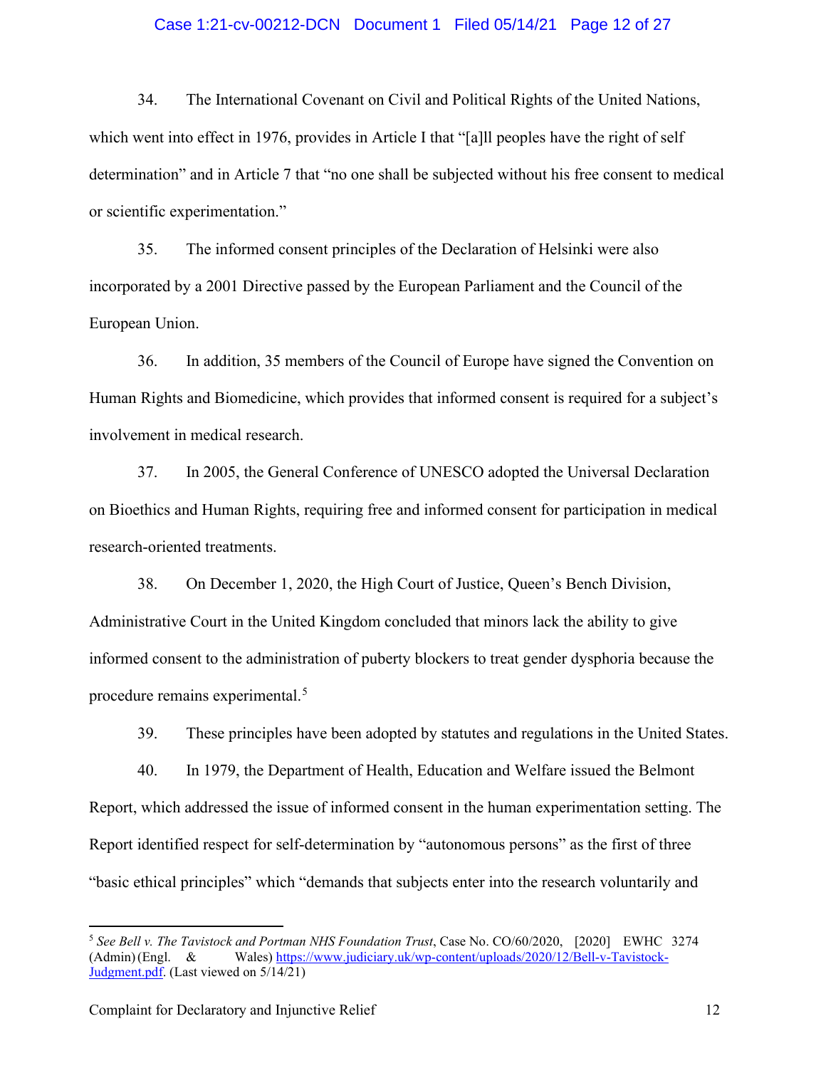34. The International Covenant on Civil and Political Rights of the United Nations, which went into effect in 1976, provides in Article I that "[a]ll peoples have the right of self determination" and in Article 7 that "no one shall be subjected without his free consent to medical or scientific experimentation."

35. The informed consent principles of the Declaration of Helsinki were also incorporated by a 2001 Directive passed by the European Parliament and the Council of the European Union.

36. In addition, 35 members of the Council of Europe have signed the Convention on Human Rights and Biomedicine, which provides that informed consent is required for a subject's involvement in medical research.

37. In 2005, the General Conference of UNESCO adopted the Universal Declaration on Bioethics and Human Rights, requiring free and informed consent for participation in medical research-oriented treatments.

38. On December 1, 2020, the High Court of Justice, Queen's Bench Division, Administrative Court in the United Kingdom concluded that minors lack the ability to give informed consent to the administration of puberty blockers to treat gender dysphoria because the procedure remains experimental.[5]

39. These principles have been adopted by statutes and regulations in the United States.

40. In 1979, the Department of Health, Education and Welfare issued the Belmont Report, which addressed the issue of informed consent in the human experimentation setting. The Report identified respect for self-determination by "autonomous persons" as the first of three "basic ethical principles" which "demands that subjects enter into the research voluntarily and

---

[5] *See Bell v. The Tavistock and Portman NHS Foundation Trust*, Case No. CO/60/2020, [2020] EWHC 3274 (Admin) (Engl. & Wales) https://www.judiciary.uk/wp-content/uploads/2020/12/Bell-v-Tavistock-Judgment.pdf. (Last viewed on 5/14/21)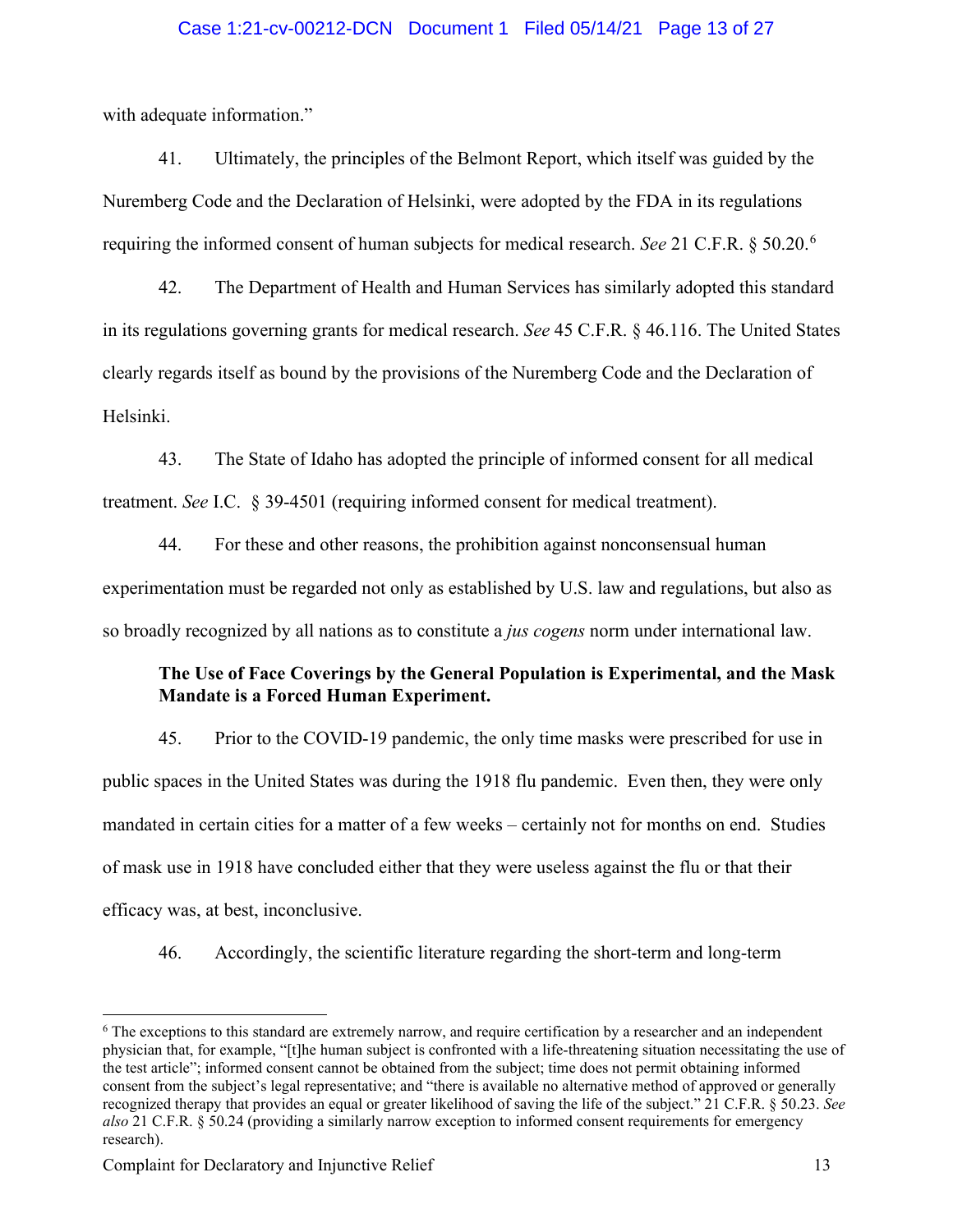with adequate information."

41. Ultimately, the principles of the Belmont Report, which itself was guided by the Nuremberg Code and the Declaration of Helsinki, were adopted by the FDA in its regulations requiring the informed consent of human subjects for medical research. *See* 21 C.F.R. § 50.20.[6]

42. The Department of Health and Human Services has similarly adopted this standard in its regulations governing grants for medical research. *See* 45 C.F.R. § 46.116. The United States clearly regards itself as bound by the provisions of the Nuremberg Code and the Declaration of Helsinki.

43. The State of Idaho has adopted the principle of informed consent for all medical treatment. *See* I.C. § 39-4501 (requiring informed consent for medical treatment).

44. For these and other reasons, the prohibition against nonconsensual human experimentation must be regarded not only as established by U.S. law and regulations, but also as so broadly recognized by all nations as to constitute a *jus cogens* norm under international law.

**The Use of Face Coverings by the General Population is Experimental, and the Mask Mandate is a Forced Human Experiment.**

45. Prior to the COVID-19 pandemic, the only time masks were prescribed for use in public spaces in the United States was during the 1918 flu pandemic. Even then, they were only mandated in certain cities for a matter of a few weeks – certainly not for months on end. Studies of mask use in 1918 have concluded either that they were useless against the flu or that their efficacy was, at best, inconclusive.

46. Accordingly, the scientific literature regarding the short-term and long-term

---

[6] The exceptions to this standard are extremely narrow, and require certification by a researcher and an independent physician that, for example, "[t]he human subject is confronted with a life-threatening situation necessitating the use of the test article"; informed consent cannot be obtained from the subject; time does not permit obtaining informed consent from the subject's legal representative; and "there is available no alternative method of approved or generally recognized therapy that provides an equal or greater likelihood of saving the life of the subject." 21 C.F.R. § 50.23. *See also* 21 C.F.R. § 50.24 (providing a similarly narrow exception to informed consent requirements for emergency research).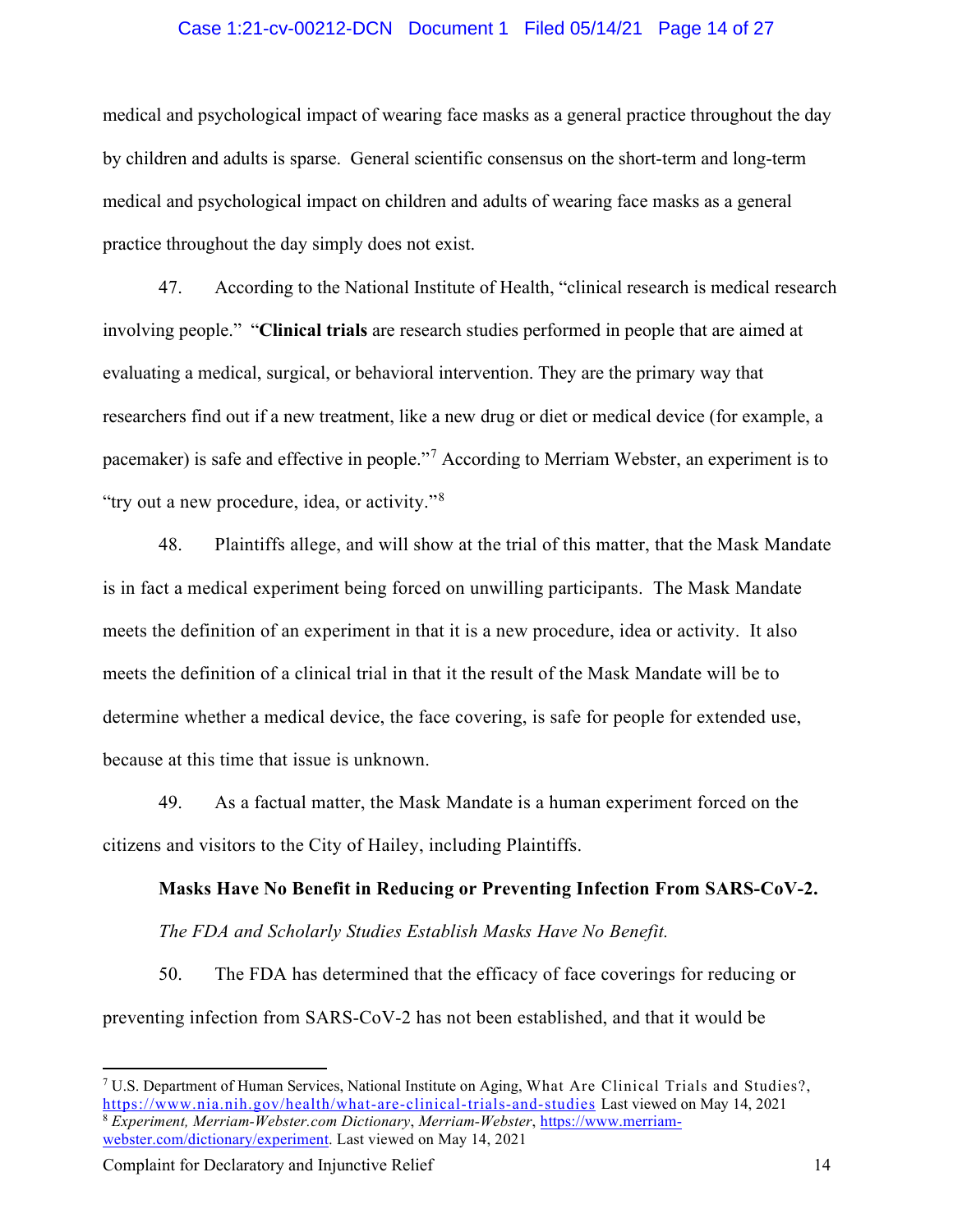medical and psychological impact of wearing face masks as a general practice throughout the day by children and adults is sparse. General scientific consensus on the short-term and long-term medical and psychological impact on children and adults of wearing face masks as a general practice throughout the day simply does not exist.

47. According to the National Institute of Health, "clinical research is medical research involving people." "**Clinical trials** are research studies performed in people that are aimed at evaluating a medical, surgical, or behavioral intervention. They are the primary way that researchers find out if a new treatment, like a new drug or diet or medical device (for example, a pacemaker) is safe and effective in people."[7] According to Merriam Webster, an experiment is to "try out a new procedure, idea, or activity."[8]

48. Plaintiffs allege, and will show at the trial of this matter, that the Mask Mandate is in fact a medical experiment being forced on unwilling participants. The Mask Mandate meets the definition of an experiment in that it is a new procedure, idea or activity. It also meets the definition of a clinical trial in that it the result of the Mask Mandate will be to determine whether a medical device, the face covering, is safe for people for extended use, because at this time that issue is unknown.

49. As a factual matter, the Mask Mandate is a human experiment forced on the citizens and visitors to the City of Hailey, including Plaintiffs.

**Masks Have No Benefit in Reducing or Preventing Infection From SARS-CoV-2.**

*The FDA and Scholarly Studies Establish Masks Have No Benefit.*

50. The FDA has determined that the efficacy of face coverings for reducing or preventing infection from SARS-CoV-2 has not been established, and that it would be

---

[7] U.S. Department of Human Services, National Institute on Aging, What Are Clinical Trials and Studies?, https://www.nia.nih.gov/health/what-are-clinical-trials-and-studies Last viewed on May 14, 2021

[8] *Experiment, Merriam-Webster.com Dictionary*, *Merriam-Webster*, https://www.merriam-webster.com/dictionary/experiment. Last viewed on May 14, 2021

Complaint for Declaratory and Injunctive Relief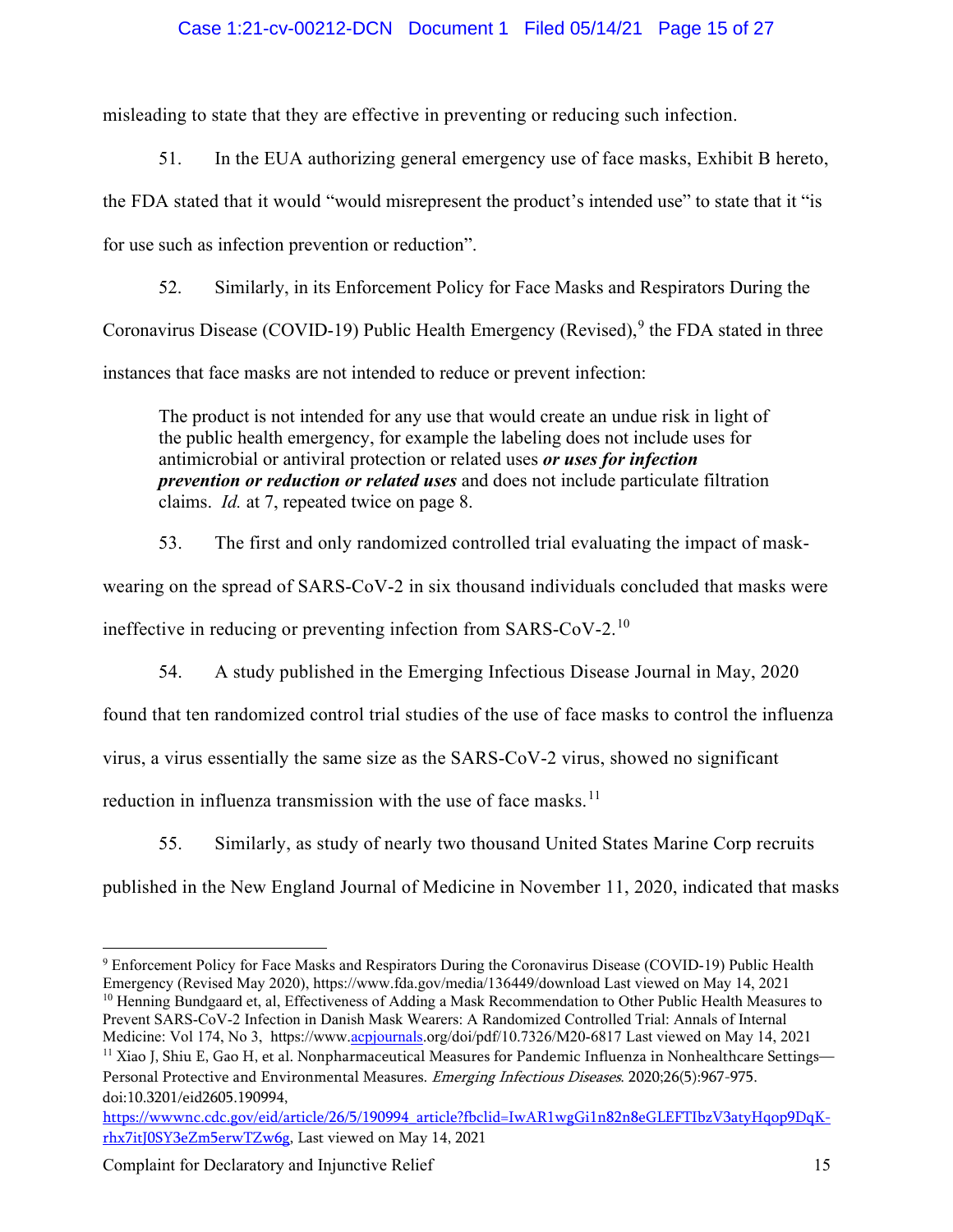misleading to state that they are effective in preventing or reducing such infection.

51. In the EUA authorizing general emergency use of face masks, Exhibit B hereto, the FDA stated that it would "would misrepresent the product's intended use" to state that it "is for use such as infection prevention or reduction".

52. Similarly, in its Enforcement Policy for Face Masks and Respirators During the Coronavirus Disease (COVID-19) Public Health Emergency (Revised),[9] the FDA stated in three instances that face masks are not intended to reduce or prevent infection:

> The product is not intended for any use that would create an undue risk in light of the public health emergency, for example the labeling does not include uses for antimicrobial or antiviral protection or related uses ***or uses for infection prevention or reduction or related uses*** and does not include particulate filtration claims. *Id.* at 7, repeated twice on page 8.

53. The first and only randomized controlled trial evaluating the impact of mask-wearing on the spread of SARS-CoV-2 in six thousand individuals concluded that masks were ineffective in reducing or preventing infection from SARS-CoV-2.[10]

54. A study published in the Emerging Infectious Disease Journal in May, 2020 found that ten randomized control trial studies of the use of face masks to control the influenza virus, a virus essentially the same size as the SARS-CoV-2 virus, showed no significant reduction in influenza transmission with the use of face masks.[11]

55. Similarly, as study of nearly two thousand United States Marine Corp recruits published in the New England Journal of Medicine in November 11, 2020, indicated that masks

---

[9] Enforcement Policy for Face Masks and Respirators During the Coronavirus Disease (COVID-19) Public Health Emergency (Revised May 2020), https://www.fda.gov/media/136449/download Last viewed on May 14, 2021

[10] Henning Bundgaard et, al, Effectiveness of Adding a Mask Recommendation to Other Public Health Measures to Prevent SARS-CoV-2 Infection in Danish Mask Wearers: A Randomized Controlled Trial: Annals of Internal Medicine: Vol 174, No 3, https://www.acpjournals.org/doi/pdf/10.7326/M20-6817 Last viewed on May 14, 2021

[11] Xiao J, Shiu E, Gao H, et al. Nonpharmaceutical Measures for Pandemic Influenza in Nonhealthcare Settings—Personal Protective and Environmental Measures. *Emerging Infectious Diseases*. 2020;26(5):967-975. doi:10.3201/eid2605.190994, https://wwwnc.cdc.gov/eid/article/26/5/190994_article?fbclid=IwAR1wgGi1n82n8eGLEFTIbzV3atyHqop9DqK-rhx7itJ0SY3eZm5erwTZw6g, Last viewed on May 14, 2021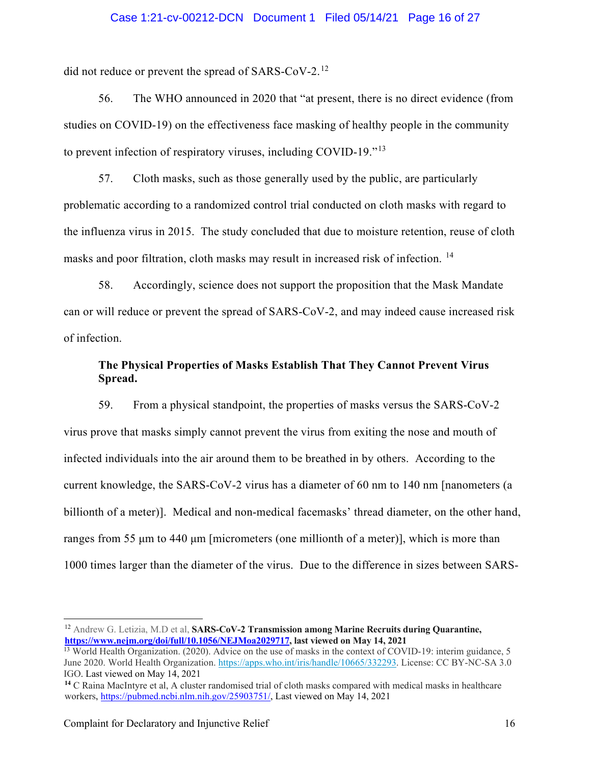did not reduce or prevent the spread of SARS-CoV-2.[12]

56. The WHO announced in 2020 that "at present, there is no direct evidence (from studies on COVID-19) on the effectiveness face masking of healthy people in the community to prevent infection of respiratory viruses, including COVID-19."[13]

57. Cloth masks, such as those generally used by the public, are particularly problematic according to a randomized control trial conducted on cloth masks with regard to the influenza virus in 2015. The study concluded that due to moisture retention, reuse of cloth masks and poor filtration, cloth masks may result in increased risk of infection. [14]

58. Accordingly, science does not support the proposition that the Mask Mandate can or will reduce or prevent the spread of SARS-CoV-2, and may indeed cause increased risk of infection.

**The Physical Properties of Masks Establish That They Cannot Prevent Virus Spread.**

59. From a physical standpoint, the properties of masks versus the SARS-CoV-2 virus prove that masks simply cannot prevent the virus from exiting the nose and mouth of infected individuals into the air around them to be breathed in by others. According to the current knowledge, the SARS-CoV-2 virus has a diameter of 60 nm to 140 nm [nanometers (a billionth of a meter)]. Medical and non-medical facemasks' thread diameter, on the other hand, ranges from 55 μm to 440 μm [micrometers (one millionth of a meter)], which is more than 1000 times larger than the diameter of the virus. Due to the difference in sizes between SARS-

---

[12] Andrew G. Letizia, M.D et al, **SARS-CoV-2 Transmission among Marine Recruits during Quarantine, https://www.nejm.org/doi/full/10.1056/NEJMoa2029717, last viewed on May 14, 2021**

[13] World Health Organization. (2020). Advice on the use of masks in the context of COVID-19: interim guidance, 5 June 2020. World Health Organization. https://apps.who.int/iris/handle/10665/332293. License: CC BY-NC-SA 3.0 IGO. Last viewed on May 14, 2021

[14] C Raina MacIntyre et al, A cluster randomised trial of cloth masks compared with medical masks in healthcare workers, https://pubmed.ncbi.nlm.nih.gov/25903751/, Last viewed on May 14, 2021

Complaint for Declaratory and Injunctive Relief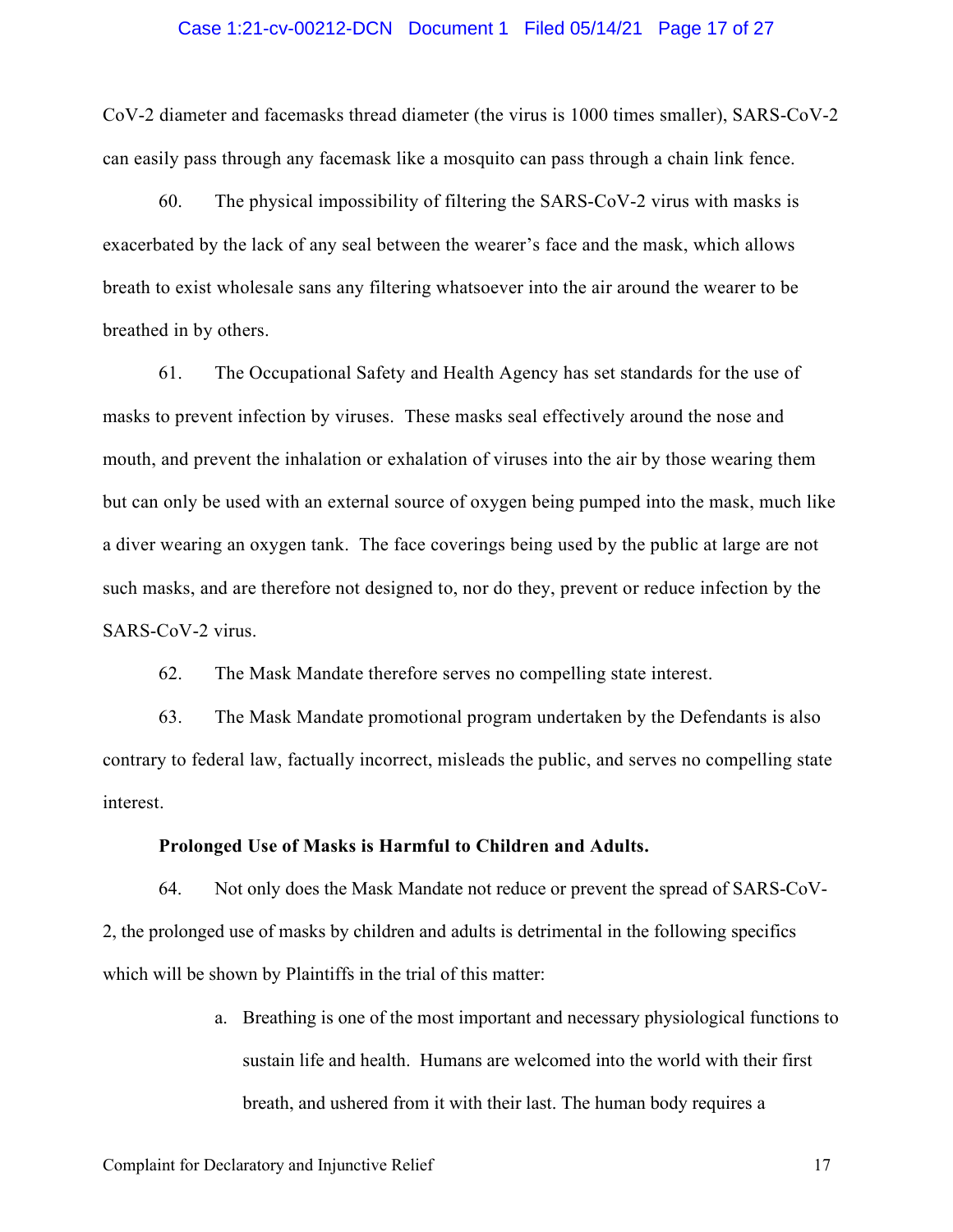CoV-2 diameter and facemasks thread diameter (the virus is 1000 times smaller), SARS-CoV-2 can easily pass through any facemask like a mosquito can pass through a chain link fence.

60. The physical impossibility of filtering the SARS-CoV-2 virus with masks is exacerbated by the lack of any seal between the wearer's face and the mask, which allows breath to exist wholesale sans any filtering whatsoever into the air around the wearer to be breathed in by others.

61. The Occupational Safety and Health Agency has set standards for the use of masks to prevent infection by viruses. These masks seal effectively around the nose and mouth, and prevent the inhalation or exhalation of viruses into the air by those wearing them but can only be used with an external source of oxygen being pumped into the mask, much like a diver wearing an oxygen tank. The face coverings being used by the public at large are not such masks, and are therefore not designed to, nor do they, prevent or reduce infection by the SARS-CoV-2 virus.

62. The Mask Mandate therefore serves no compelling state interest.

63. The Mask Mandate promotional program undertaken by the Defendants is also contrary to federal law, factually incorrect, misleads the public, and serves no compelling state interest.

**Prolonged Use of Masks is Harmful to Children and Adults.**

64. Not only does the Mask Mandate not reduce or prevent the spread of SARS-CoV-2, the prolonged use of masks by children and adults is detrimental in the following specifics which will be shown by Plaintiffs in the trial of this matter:

a. Breathing is one of the most important and necessary physiological functions to sustain life and health. Humans are welcomed into the world with their first breath, and ushered from it with their last. The human body requires a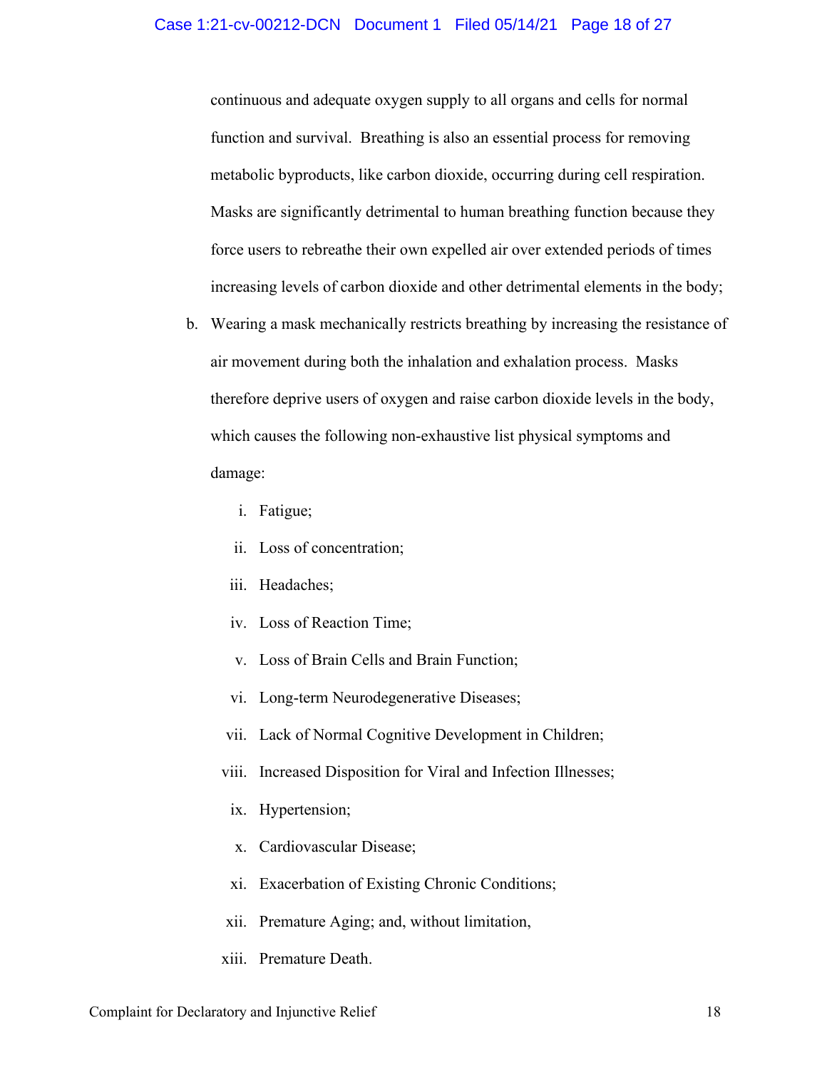continuous and adequate oxygen supply to all organs and cells for normal function and survival. Breathing is also an essential process for removing metabolic byproducts, like carbon dioxide, occurring during cell respiration. Masks are significantly detrimental to human breathing function because they force users to rebreathe their own expelled air over extended periods of times increasing levels of carbon dioxide and other detrimental elements in the body;

b. Wearing a mask mechanically restricts breathing by increasing the resistance of air movement during both the inhalation and exhalation process. Masks therefore deprive users of oxygen and raise carbon dioxide levels in the body, which causes the following non-exhaustive list physical symptoms and damage:

   i. Fatigue;

   ii. Loss of concentration;

   iii. Headaches;

   iv. Loss of Reaction Time;

   v. Loss of Brain Cells and Brain Function;

   vi. Long-term Neurodegenerative Diseases;

   vii. Lack of Normal Cognitive Development in Children;

   viii. Increased Disposition for Viral and Infection Illnesses;

   ix. Hypertension;

   x. Cardiovascular Disease;

   xi. Exacerbation of Existing Chronic Conditions;

   xii. Premature Aging; and, without limitation,

   xiii. Premature Death.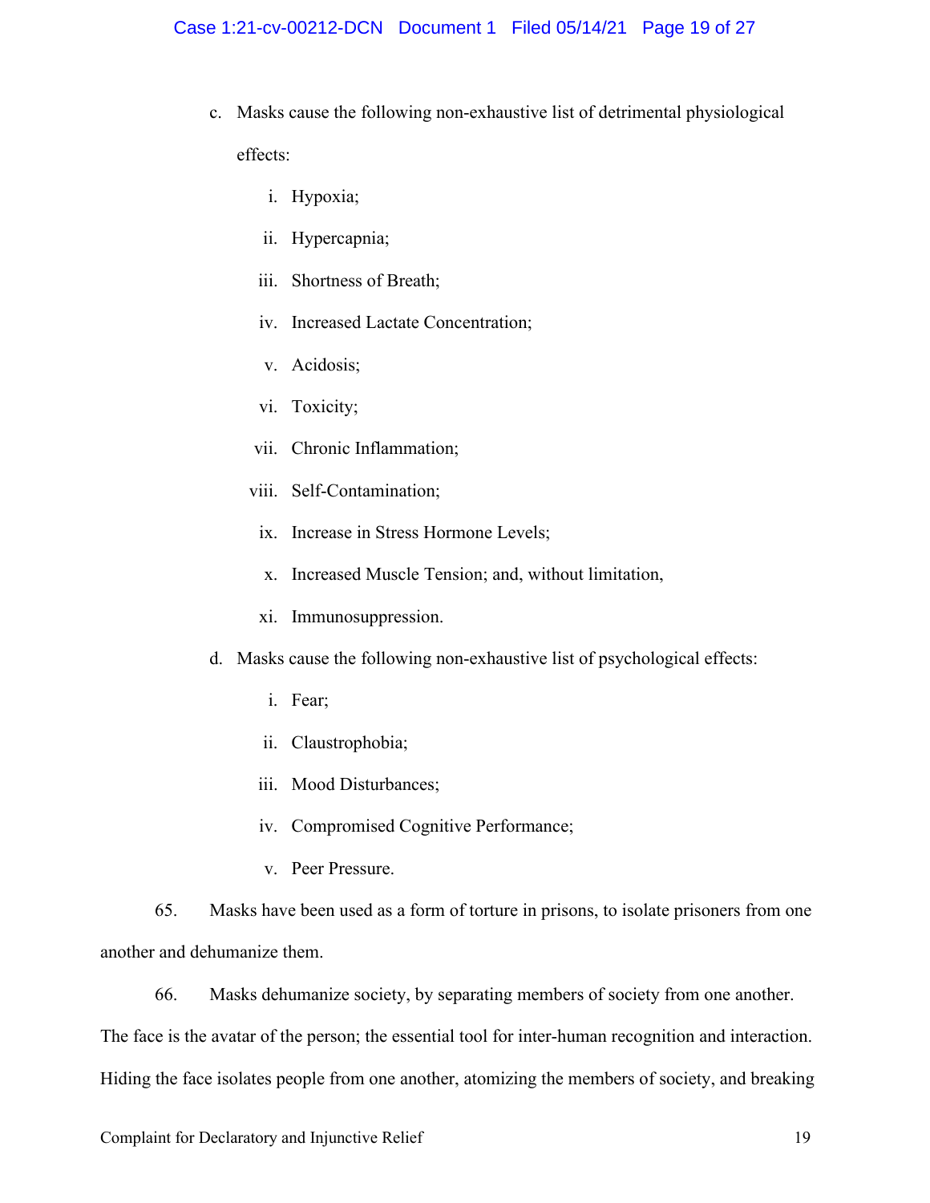c. Masks cause the following non-exhaustive list of detrimental physiological effects:

   i. Hypoxia;

   ii. Hypercapnia;

   iii. Shortness of Breath;

   iv. Increased Lactate Concentration;

   v. Acidosis;

   vi. Toxicity;

   vii. Chronic Inflammation;

   viii. Self-Contamination;

   ix. Increase in Stress Hormone Levels;

   x. Increased Muscle Tension; and, without limitation,

   xi. Immunosuppression.

d. Masks cause the following non-exhaustive list of psychological effects:

   i. Fear;

   ii. Claustrophobia;

   iii. Mood Disturbances;

   iv. Compromised Cognitive Performance;

   v. Peer Pressure.

65. Masks have been used as a form of torture in prisons, to isolate prisoners from one another and dehumanize them.

66. Masks dehumanize society, by separating members of society from one another. The face is the avatar of the person; the essential tool for inter-human recognition and interaction. Hiding the face isolates people from one another, atomizing the members of society, and breaking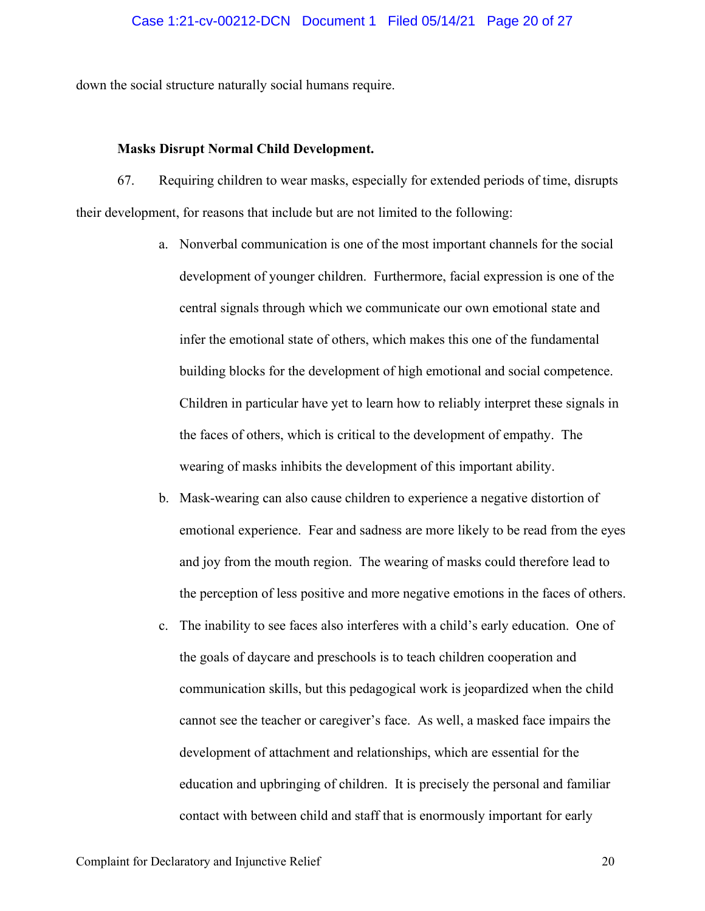down the social structure naturally social humans require.

**Masks Disrupt Normal Child Development.**

67. Requiring children to wear masks, especially for extended periods of time, disrupts their development, for reasons that include but are not limited to the following:

a. Nonverbal communication is one of the most important channels for the social development of younger children. Furthermore, facial expression is one of the central signals through which we communicate our own emotional state and infer the emotional state of others, which makes this one of the fundamental building blocks for the development of high emotional and social competence. Children in particular have yet to learn how to reliably interpret these signals in the faces of others, which is critical to the development of empathy. The wearing of masks inhibits the development of this important ability.

b. Mask-wearing can also cause children to experience a negative distortion of emotional experience. Fear and sadness are more likely to be read from the eyes and joy from the mouth region. The wearing of masks could therefore lead to the perception of less positive and more negative emotions in the faces of others.

c. The inability to see faces also interferes with a child's early education. One of the goals of daycare and preschools is to teach children cooperation and communication skills, but this pedagogical work is jeopardized when the child cannot see the teacher or caregiver's face. As well, a masked face impairs the development of attachment and relationships, which are essential for the education and upbringing of children. It is precisely the personal and familiar contact with between child and staff that is enormously important for early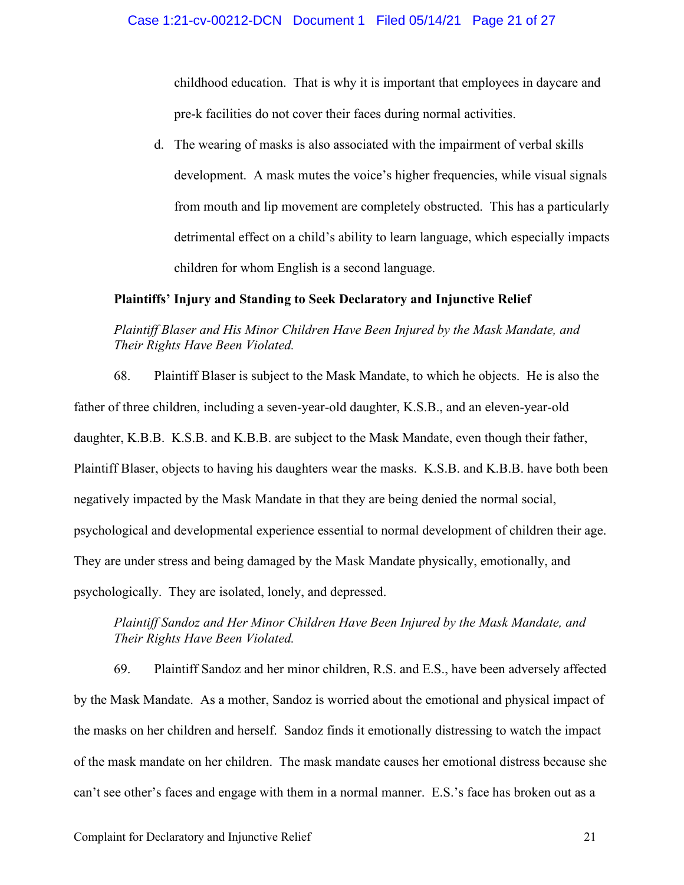childhood education. That is why it is important that employees in daycare and pre-k facilities do not cover their faces during normal activities.

d. The wearing of masks is also associated with the impairment of verbal skills development. A mask mutes the voice's higher frequencies, while visual signals from mouth and lip movement are completely obstructed. This has a particularly detrimental effect on a child's ability to learn language, which especially impacts children for whom English is a second language.

**Plaintiffs' Injury and Standing to Seek Declaratory and Injunctive Relief**

*Plaintiff Blaser and His Minor Children Have Been Injured by the Mask Mandate, and Their Rights Have Been Violated.*

68. Plaintiff Blaser is subject to the Mask Mandate, to which he objects. He is also the father of three children, including a seven-year-old daughter, K.S.B., and an eleven-year-old daughter, K.B.B. K.S.B. and K.B.B. are subject to the Mask Mandate, even though their father, Plaintiff Blaser, objects to having his daughters wear the masks. K.S.B. and K.B.B. have both been negatively impacted by the Mask Mandate in that they are being denied the normal social, psychological and developmental experience essential to normal development of children their age. They are under stress and being damaged by the Mask Mandate physically, emotionally, and psychologically. They are isolated, lonely, and depressed.

*Plaintiff Sandoz and Her Minor Children Have Been Injured by the Mask Mandate, and Their Rights Have Been Violated.*

69. Plaintiff Sandoz and her minor children, R.S. and E.S., have been adversely affected by the Mask Mandate. As a mother, Sandoz is worried about the emotional and physical impact of the masks on her children and herself. Sandoz finds it emotionally distressing to watch the impact of the mask mandate on her children. The mask mandate causes her emotional distress because she can't see other's faces and engage with them in a normal manner. E.S.'s face has broken out as a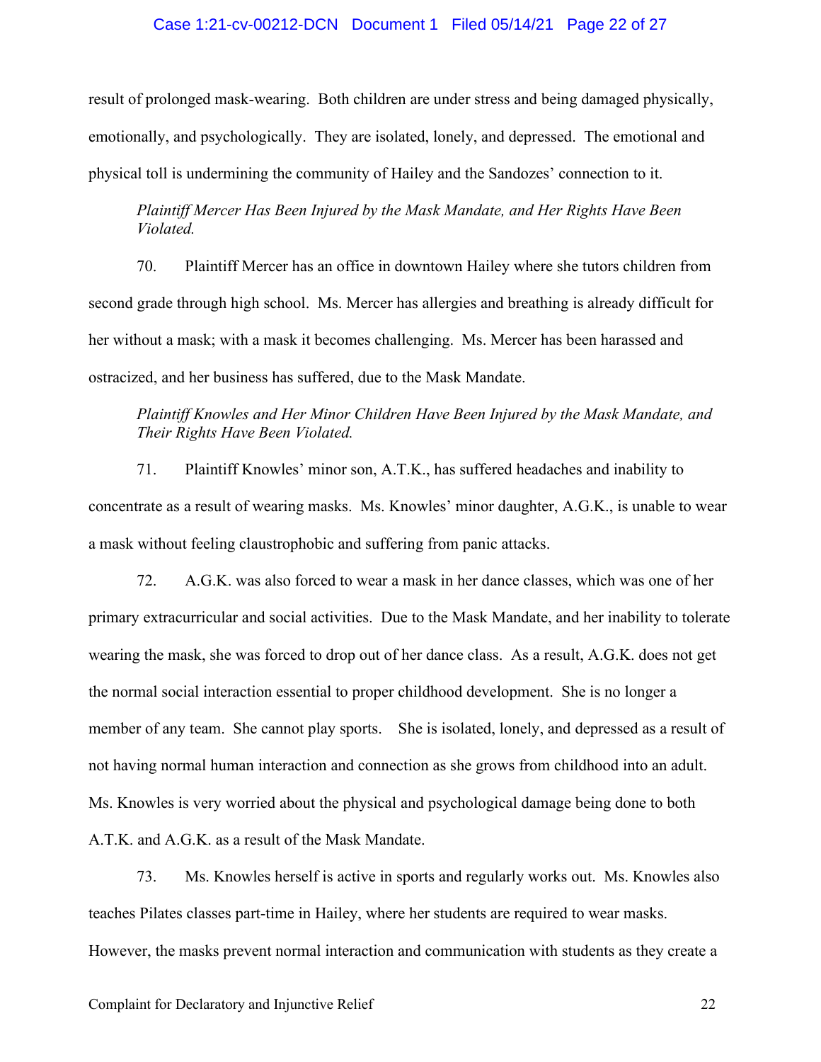result of prolonged mask-wearing. Both children are under stress and being damaged physically, emotionally, and psychologically. They are isolated, lonely, and depressed. The emotional and physical toll is undermining the community of Hailey and the Sandozes' connection to it.

*Plaintiff Mercer Has Been Injured by the Mask Mandate, and Her Rights Have Been Violated.*

70. Plaintiff Mercer has an office in downtown Hailey where she tutors children from second grade through high school. Ms. Mercer has allergies and breathing is already difficult for her without a mask; with a mask it becomes challenging. Ms. Mercer has been harassed and ostracized, and her business has suffered, due to the Mask Mandate.

*Plaintiff Knowles and Her Minor Children Have Been Injured by the Mask Mandate, and Their Rights Have Been Violated.*

71. Plaintiff Knowles' minor son, A.T.K., has suffered headaches and inability to concentrate as a result of wearing masks. Ms. Knowles' minor daughter, A.G.K., is unable to wear a mask without feeling claustrophobic and suffering from panic attacks.

72. A.G.K. was also forced to wear a mask in her dance classes, which was one of her primary extracurricular and social activities. Due to the Mask Mandate, and her inability to tolerate wearing the mask, she was forced to drop out of her dance class. As a result, A.G.K. does not get the normal social interaction essential to proper childhood development. She is no longer a member of any team. She cannot play sports. She is isolated, lonely, and depressed as a result of not having normal human interaction and connection as she grows from childhood into an adult. Ms. Knowles is very worried about the physical and psychological damage being done to both A.T.K. and A.G.K. as a result of the Mask Mandate.

73. Ms. Knowles herself is active in sports and regularly works out. Ms. Knowles also teaches Pilates classes part-time in Hailey, where her students are required to wear masks. However, the masks prevent normal interaction and communication with students as they create a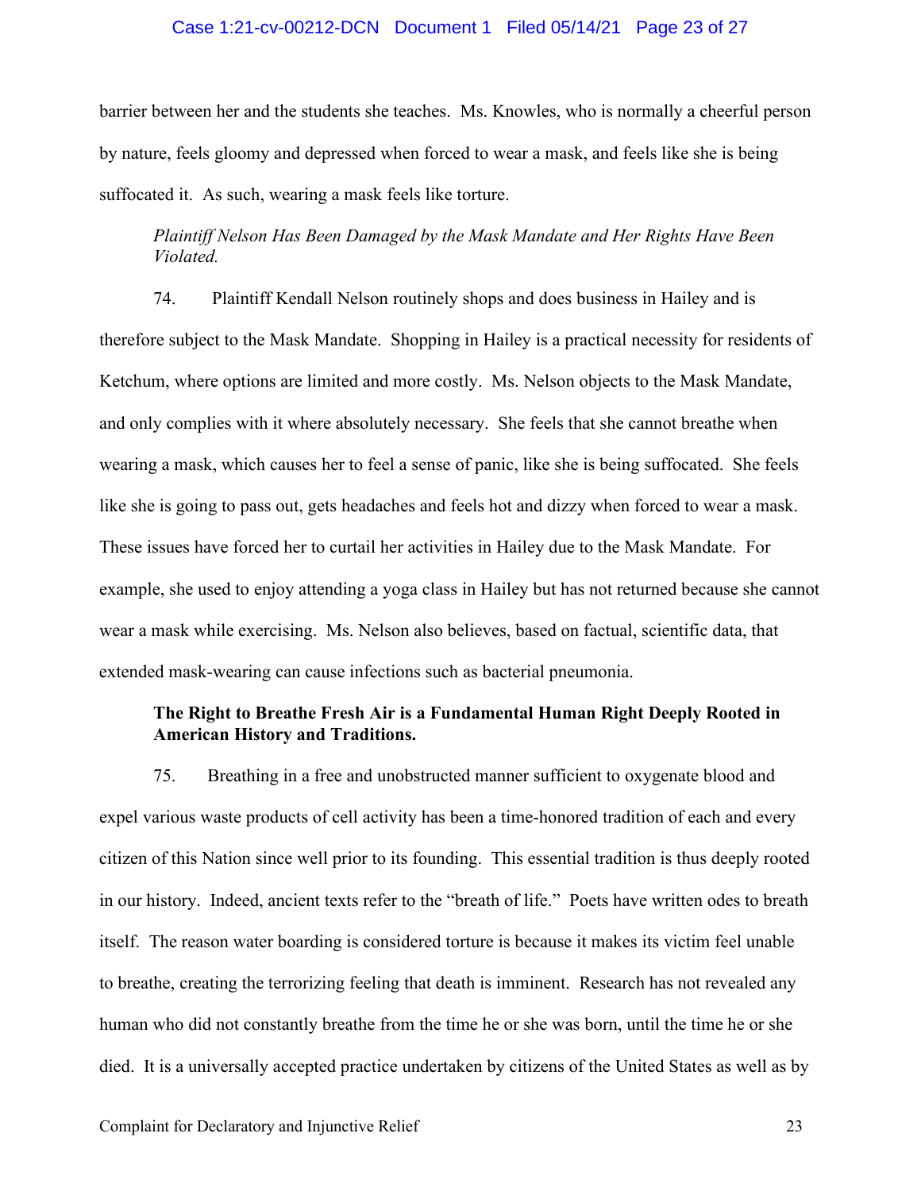barrier between her and the students she teaches. Ms. Knowles, who is normally a cheerful person by nature, feels gloomy and depressed when forced to wear a mask, and feels like she is being suffocated it. As such, wearing a mask feels like torture.

*Plaintiff Nelson Has Been Damaged by the Mask Mandate and Her Rights Have Been Violated.*

74. Plaintiff Kendall Nelson routinely shops and does business in Hailey and is therefore subject to the Mask Mandate. Shopping in Hailey is a practical necessity for residents of Ketchum, where options are limited and more costly. Ms. Nelson objects to the Mask Mandate, and only complies with it where absolutely necessary. She feels that she cannot breathe when wearing a mask, which causes her to feel a sense of panic, like she is being suffocated. She feels like she is going to pass out, gets headaches and feels hot and dizzy when forced to wear a mask. These issues have forced her to curtail her activities in Hailey due to the Mask Mandate. For example, she used to enjoy attending a yoga class in Hailey but has not returned because she cannot wear a mask while exercising. Ms. Nelson also believes, based on factual, scientific data, that extended mask-wearing can cause infections such as bacterial pneumonia.

**The Right to Breathe Fresh Air is a Fundamental Human Right Deeply Rooted in American History and Traditions.**

75. Breathing in a free and unobstructed manner sufficient to oxygenate blood and expel various waste products of cell activity has been a time-honored tradition of each and every citizen of this Nation since well prior to its founding. This essential tradition is thus deeply rooted in our history. Indeed, ancient texts refer to the "breath of life." Poets have written odes to breath itself. The reason water boarding is considered torture is because it makes its victim feel unable to breathe, creating the terrorizing feeling that death is imminent. Research has not revealed any human who did not constantly breathe from the time he or she was born, until the time he or she died. It is a universally accepted practice undertaken by citizens of the United States as well as by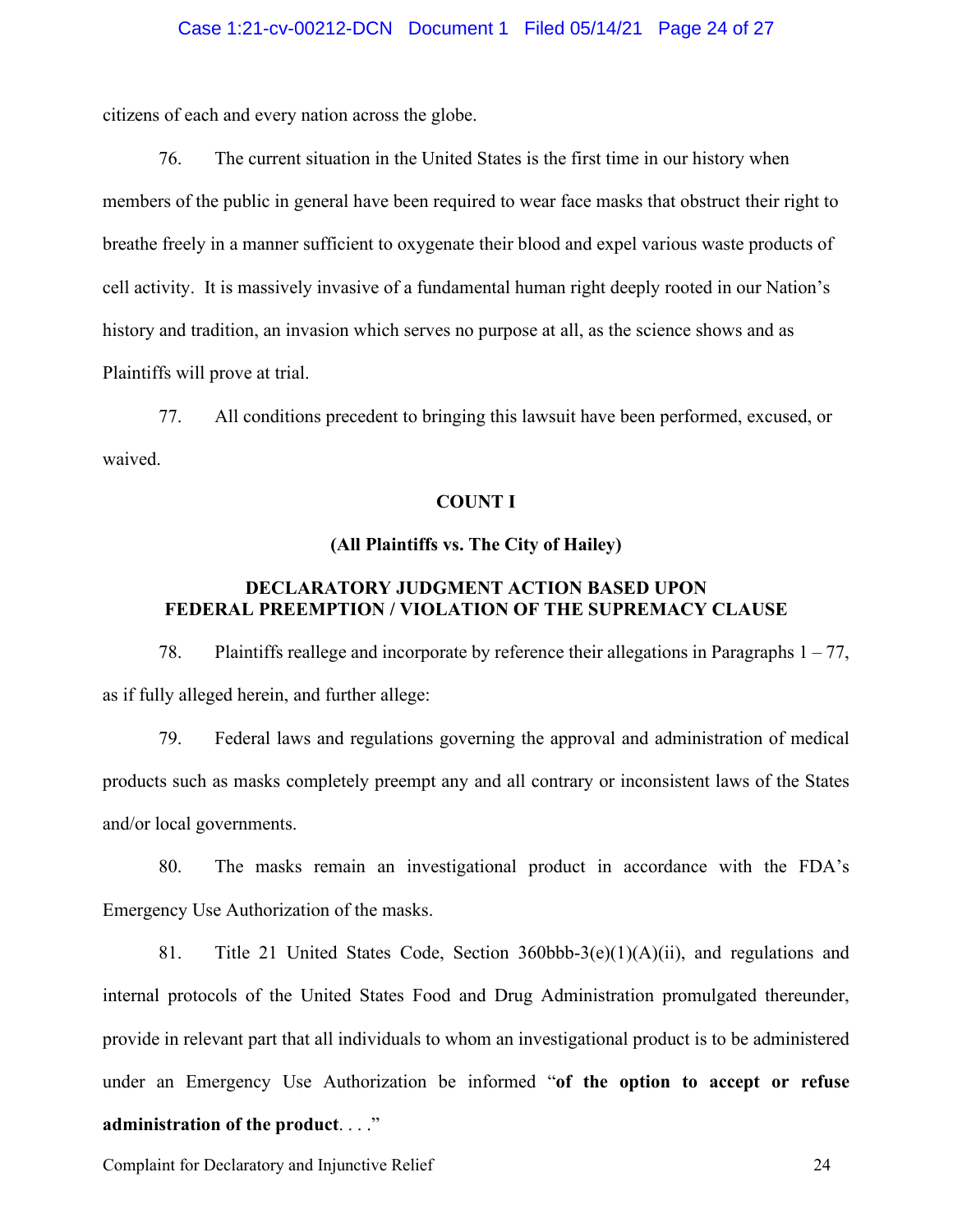citizens of each and every nation across the globe.

76. The current situation in the United States is the first time in our history when members of the public in general have been required to wear face masks that obstruct their right to breathe freely in a manner sufficient to oxygenate their blood and expel various waste products of cell activity. It is massively invasive of a fundamental human right deeply rooted in our Nation's history and tradition, an invasion which serves no purpose at all, as the science shows and as Plaintiffs will prove at trial.

77. All conditions precedent to bringing this lawsuit have been performed, excused, or waived.

**COUNT I**

**(All Plaintiffs vs. The City of Hailey)**

**DECLARATORY JUDGMENT ACTION BASED UPON FEDERAL PREEMPTION / VIOLATION OF THE SUPREMACY CLAUSE**

78. Plaintiffs reallege and incorporate by reference their allegations in Paragraphs 1 – 77, as if fully alleged herein, and further allege:

79. Federal laws and regulations governing the approval and administration of medical products such as masks completely preempt any and all contrary or inconsistent laws of the States and/or local governments.

80. The masks remain an investigational product in accordance with the FDA's Emergency Use Authorization of the masks.

81. Title 21 United States Code, Section 360bbb-3(e)(1)(A)(ii), and regulations and internal protocols of the United States Food and Drug Administration promulgated thereunder, provide in relevant part that all individuals to whom an investigational product is to be administered under an Emergency Use Authorization be informed "**of the option to accept or refuse administration of the product**. . . ."

Complaint for Declaratory and Injunctive Relief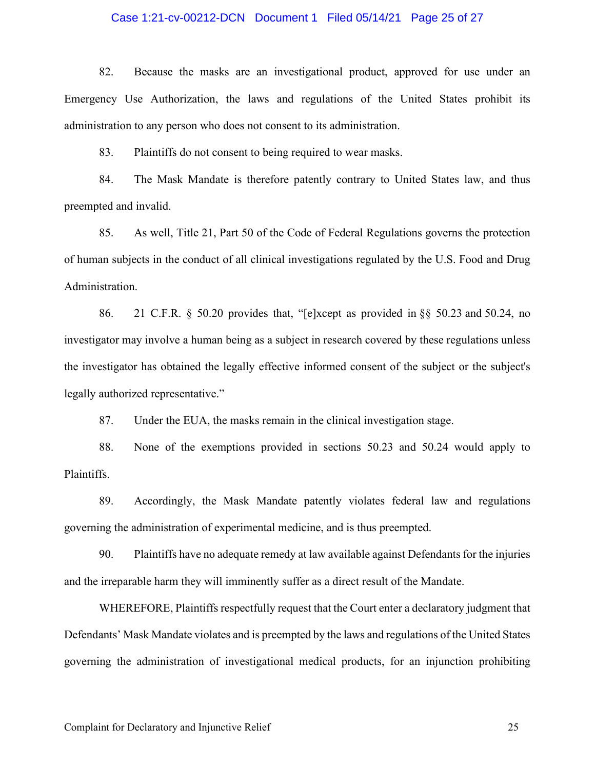82. Because the masks are an investigational product, approved for use under an Emergency Use Authorization, the laws and regulations of the United States prohibit its administration to any person who does not consent to its administration.

83. Plaintiffs do not consent to being required to wear masks.

84. The Mask Mandate is therefore patently contrary to United States law, and thus preempted and invalid.

85. As well, Title 21, Part 50 of the Code of Federal Regulations governs the protection of human subjects in the conduct of all clinical investigations regulated by the U.S. Food and Drug Administration.

86. 21 C.F.R. § 50.20 provides that, "[e]xcept as provided in §§ 50.23 and 50.24, no investigator may involve a human being as a subject in research covered by these regulations unless the investigator has obtained the legally effective informed consent of the subject or the subject's legally authorized representative."

87. Under the EUA, the masks remain in the clinical investigation stage.

88. None of the exemptions provided in sections 50.23 and 50.24 would apply to Plaintiffs.

89. Accordingly, the Mask Mandate patently violates federal law and regulations governing the administration of experimental medicine, and is thus preempted.

90. Plaintiffs have no adequate remedy at law available against Defendants for the injuries and the irreparable harm they will imminently suffer as a direct result of the Mandate.

WHEREFORE, Plaintiffs respectfully request that the Court enter a declaratory judgment that Defendants' Mask Mandate violates and is preempted by the laws and regulations of the United States governing the administration of investigational medical products, for an injunction prohibiting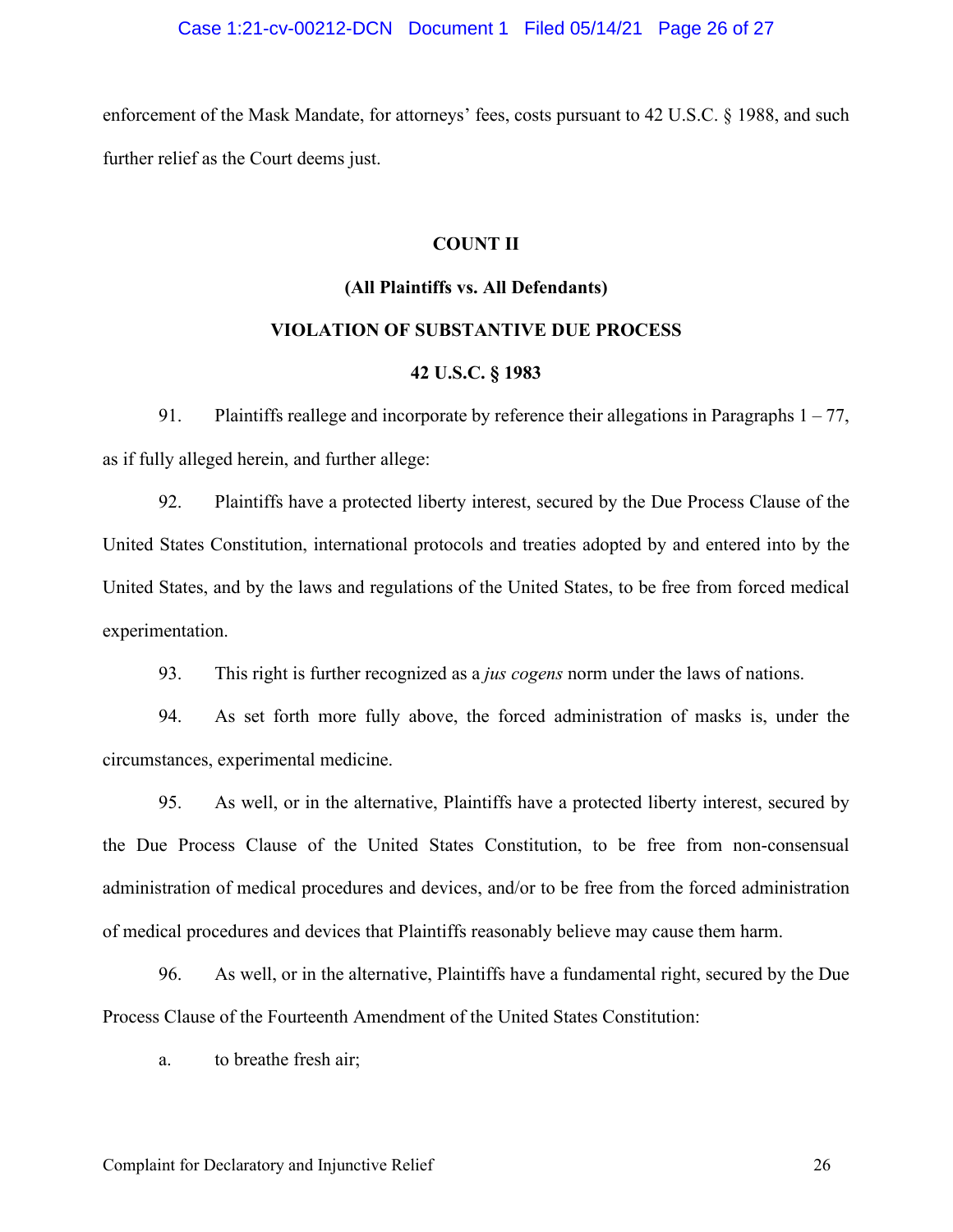enforcement of the Mask Mandate, for attorneys' fees, costs pursuant to 42 U.S.C. § 1988, and such further relief as the Court deems just.

**COUNT II**

**(All Plaintiffs vs. All Defendants)**

**VIOLATION OF SUBSTANTIVE DUE PROCESS**

**42 U.S.C. § 1983**

91. Plaintiffs reallege and incorporate by reference their allegations in Paragraphs 1 – 77, as if fully alleged herein, and further allege:

92. Plaintiffs have a protected liberty interest, secured by the Due Process Clause of the United States Constitution, international protocols and treaties adopted by and entered into by the United States, and by the laws and regulations of the United States, to be free from forced medical experimentation.

93. This right is further recognized as a *jus cogens* norm under the laws of nations.

94. As set forth more fully above, the forced administration of masks is, under the circumstances, experimental medicine.

95. As well, or in the alternative, Plaintiffs have a protected liberty interest, secured by the Due Process Clause of the United States Constitution, to be free from non-consensual administration of medical procedures and devices, and/or to be free from the forced administration of medical procedures and devices that Plaintiffs reasonably believe may cause them harm.

96. As well, or in the alternative, Plaintiffs have a fundamental right, secured by the Due Process Clause of the Fourteenth Amendment of the United States Constitution:

a. to breathe fresh air;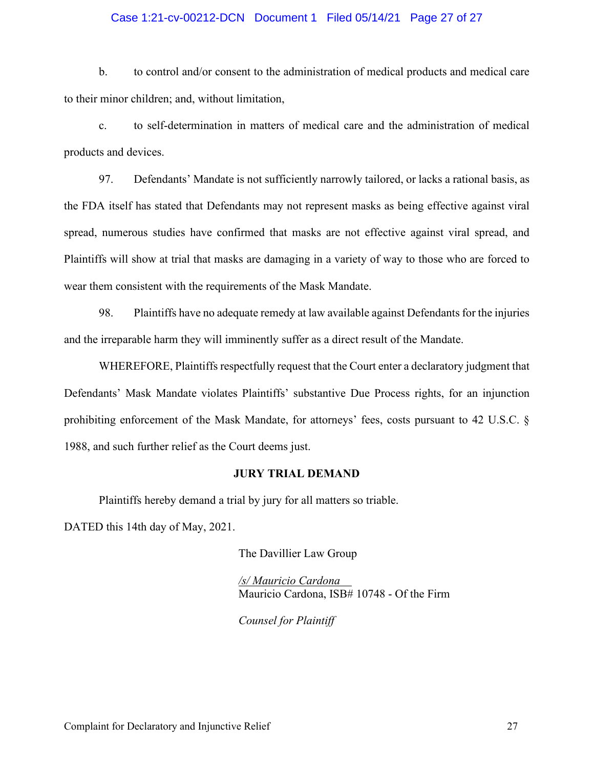b. to control and/or consent to the administration of medical products and medical care to their minor children; and, without limitation,

c. to self-determination in matters of medical care and the administration of medical products and devices.

97. Defendants' Mandate is not sufficiently narrowly tailored, or lacks a rational basis, as the FDA itself has stated that Defendants may not represent masks as being effective against viral spread, numerous studies have confirmed that masks are not effective against viral spread, and Plaintiffs will show at trial that masks are damaging in a variety of way to those who are forced to wear them consistent with the requirements of the Mask Mandate.

98. Plaintiffs have no adequate remedy at law available against Defendants for the injuries and the irreparable harm they will imminently suffer as a direct result of the Mandate.

WHEREFORE, Plaintiffs respectfully request that the Court enter a declaratory judgment that Defendants' Mask Mandate violates Plaintiffs' substantive Due Process rights, for an injunction prohibiting enforcement of the Mask Mandate, for attorneys' fees, costs pursuant to 42 U.S.C. § 1988, and such further relief as the Court deems just.

**JURY TRIAL DEMAND**

Plaintiffs hereby demand a trial by jury for all matters so triable.

DATED this 14th day of May, 2021.

The Davillier Law Group

*/s/ Mauricio Cardona*
Mauricio Cardona, ISB# 10748 - Of the Firm

*Counsel for Plaintiff*